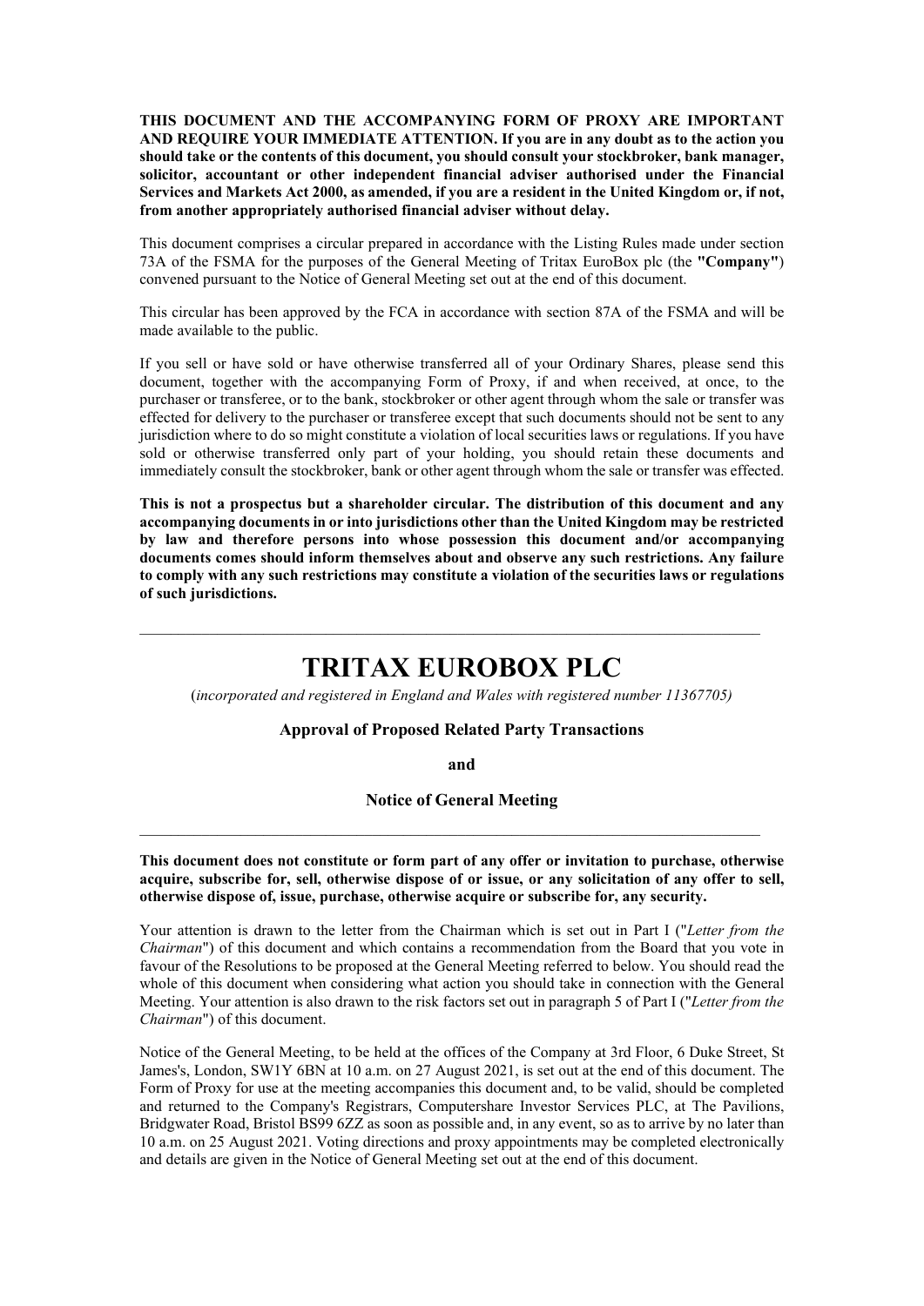**THIS DOCUMENT AND THE ACCOMPANYING FORM OF PROXY ARE IMPORTANT AND REQUIRE YOUR IMMEDIATE ATTENTION. If you are in any doubt as to the action you should take or the contents of this document, you should consult your stockbroker, bank manager, solicitor, accountant or other independent financial adviser authorised under the Financial Services and Markets Act 2000, as amended, if you are a resident in the United Kingdom or, if not, from another appropriately authorised financial adviser without delay.**

This document comprises a circular prepared in accordance with the Listing Rules made under section 73A of the FSMA for the purposes of the General Meeting of Tritax EuroBox plc (the **"Company"**) convened pursuant to the Notice of General Meeting set out at the end of this document.

This circular has been approved by the FCA in accordance with section 87A of the FSMA and will be made available to the public.

If you sell or have sold or have otherwise transferred all of your Ordinary Shares, please send this document, together with the accompanying Form of Proxy, if and when received, at once, to the purchaser or transferee, or to the bank, stockbroker or other agent through whom the sale or transfer was effected for delivery to the purchaser or transferee except that such documents should not be sent to any jurisdiction where to do so might constitute a violation of local securities laws or regulations. If you have sold or otherwise transferred only part of your holding, you should retain these documents and immediately consult the stockbroker, bank or other agent through whom the sale or transfer was effected.

**This is not a prospectus but a shareholder circular. The distribution of this document and any accompanying documents in or into jurisdictions other than the United Kingdom may be restricted by law and therefore persons into whose possession this document and/or accompanying documents comes should inform themselves about and observe any such restrictions. Any failure to comply with any such restrictions may constitute a violation of the securities laws or regulations of such jurisdictions.**

---

# TRITAX EUROBOX PLC

(*incorporated and registered in England and Wales with registered number 11367705)*

**Approval of Proposed Related Party Transactions**

**and**

**Notice of General Meeting**

---

**This document does not constitute or form part of any offer or invitation to purchase, otherwise acquire, subscribe for, sell, otherwise dispose of or issue, or any solicitation of any offer to sell, otherwise dispose of, issue, purchase, otherwise acquire or subscribe for, any security.**

Your attention is drawn to the letter from the Chairman which is set out in Part I ("*Letter from the Chairman*") of this document and which contains a recommendation from the Board that you vote in favour of the Resolutions to be proposed at the General Meeting referred to below. You should read the whole of this document when considering what action you should take in connection with the General Meeting. Your attention is also drawn to the risk factors set out in paragraph 5 of Part I ("*Letter from the Chairman*") of this document.

Notice of the General Meeting, to be held at the offices of the Company at 3rd Floor, 6 Duke Street, St James's, London, SW1Y 6BN at 10 a.m. on 27 August 2021, is set out at the end of this document. The Form of Proxy for use at the meeting accompanies this document and, to be valid, should be completed and returned to the Company's Registrars, Computershare Investor Services PLC, at The Pavilions, Bridgwater Road, Bristol BS99 6ZZ as soon as possible and, in any event, so as to arrive by no later than 10 a.m. on 25 August 2021. Voting directions and proxy appointments may be completed electronically and details are given in the Notice of General Meeting set out at the end of this document.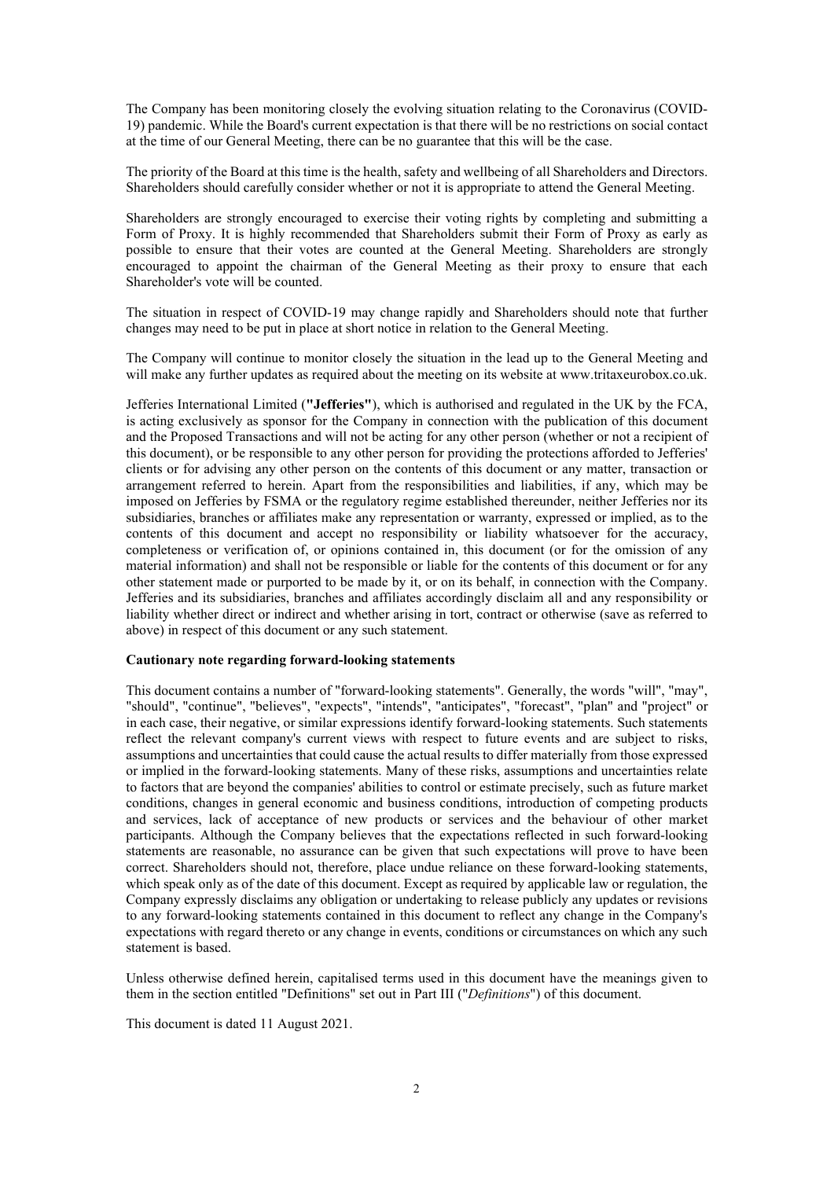The Company has been monitoring closely the evolving situation relating to the Coronavirus (COVID-19) pandemic. While the Board's current expectation is that there will be no restrictions on social contact at the time of our General Meeting, there can be no guarantee that this will be the case.

The priority of the Board at this time is the health, safety and wellbeing of all Shareholders and Directors. Shareholders should carefully consider whether or not it is appropriate to attend the General Meeting.

Shareholders are strongly encouraged to exercise their voting rights by completing and submitting a Form of Proxy. It is highly recommended that Shareholders submit their Form of Proxy as early as possible to ensure that their votes are counted at the General Meeting. Shareholders are strongly encouraged to appoint the chairman of the General Meeting as their proxy to ensure that each Shareholder's vote will be counted.

The situation in respect of COVID-19 may change rapidly and Shareholders should note that further changes may need to be put in place at short notice in relation to the General Meeting.

The Company will continue to monitor closely the situation in the lead up to the General Meeting and will make any further updates as required about the meeting on its website at www.tritaxeurobox.co.uk.

Jefferies International Limited (**"Jefferies"**), which is authorised and regulated in the UK by the FCA, is acting exclusively as sponsor for the Company in connection with the publication of this document and the Proposed Transactions and will not be acting for any other person (whether or not a recipient of this document), or be responsible to any other person for providing the protections afforded to Jefferies' clients or for advising any other person on the contents of this document or any matter, transaction or arrangement referred to herein. Apart from the responsibilities and liabilities, if any, which may be imposed on Jefferies by FSMA or the regulatory regime established thereunder, neither Jefferies nor its subsidiaries, branches or affiliates make any representation or warranty, expressed or implied, as to the contents of this document and accept no responsibility or liability whatsoever for the accuracy, completeness or verification of, or opinions contained in, this document (or for the omission of any material information) and shall not be responsible or liable for the contents of this document or for any other statement made or purported to be made by it, or on its behalf, in connection with the Company. Jefferies and its subsidiaries, branches and affiliates accordingly disclaim all and any responsibility or liability whether direct or indirect and whether arising in tort, contract or otherwise (save as referred to above) in respect of this document or any such statement.

**Cautionary note regarding forward-looking statements**

This document contains a number of "forward-looking statements". Generally, the words "will", "may", "should", "continue", "believes", "expects", "intends", "anticipates", "forecast", "plan" and "project" or in each case, their negative, or similar expressions identify forward-looking statements. Such statements reflect the relevant company's current views with respect to future events and are subject to risks, assumptions and uncertainties that could cause the actual results to differ materially from those expressed or implied in the forward-looking statements. Many of these risks, assumptions and uncertainties relate to factors that are beyond the companies' abilities to control or estimate precisely, such as future market conditions, changes in general economic and business conditions, introduction of competing products and services, lack of acceptance of new products or services and the behaviour of other market participants. Although the Company believes that the expectations reflected in such forward-looking statements are reasonable, no assurance can be given that such expectations will prove to have been correct. Shareholders should not, therefore, place undue reliance on these forward-looking statements, which speak only as of the date of this document. Except as required by applicable law or regulation, the Company expressly disclaims any obligation or undertaking to release publicly any updates or revisions to any forward-looking statements contained in this document to reflect any change in the Company's expectations with regard thereto or any change in events, conditions or circumstances on which any such statement is based.

Unless otherwise defined herein, capitalised terms used in this document have the meanings given to them in the section entitled "Definitions" set out in Part III ("*Definitions*") of this document.

This document is dated 11 August 2021.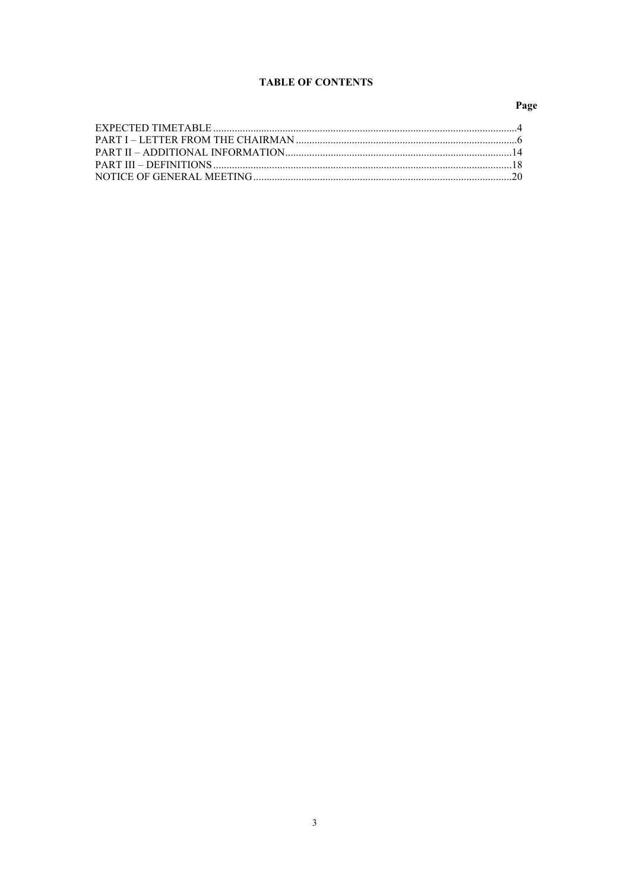## TABLE OF CONTENTS

| | Page |
|---|---|
| EXPECTED TIMETABLE | 4 |
| PART I – LETTER FROM THE CHAIRMAN | 6 |
| PART II – ADDITIONAL INFORMATION | 14 |
| PART III – DEFINITIONS | 18 |
| NOTICE OF GENERAL MEETING | 20 |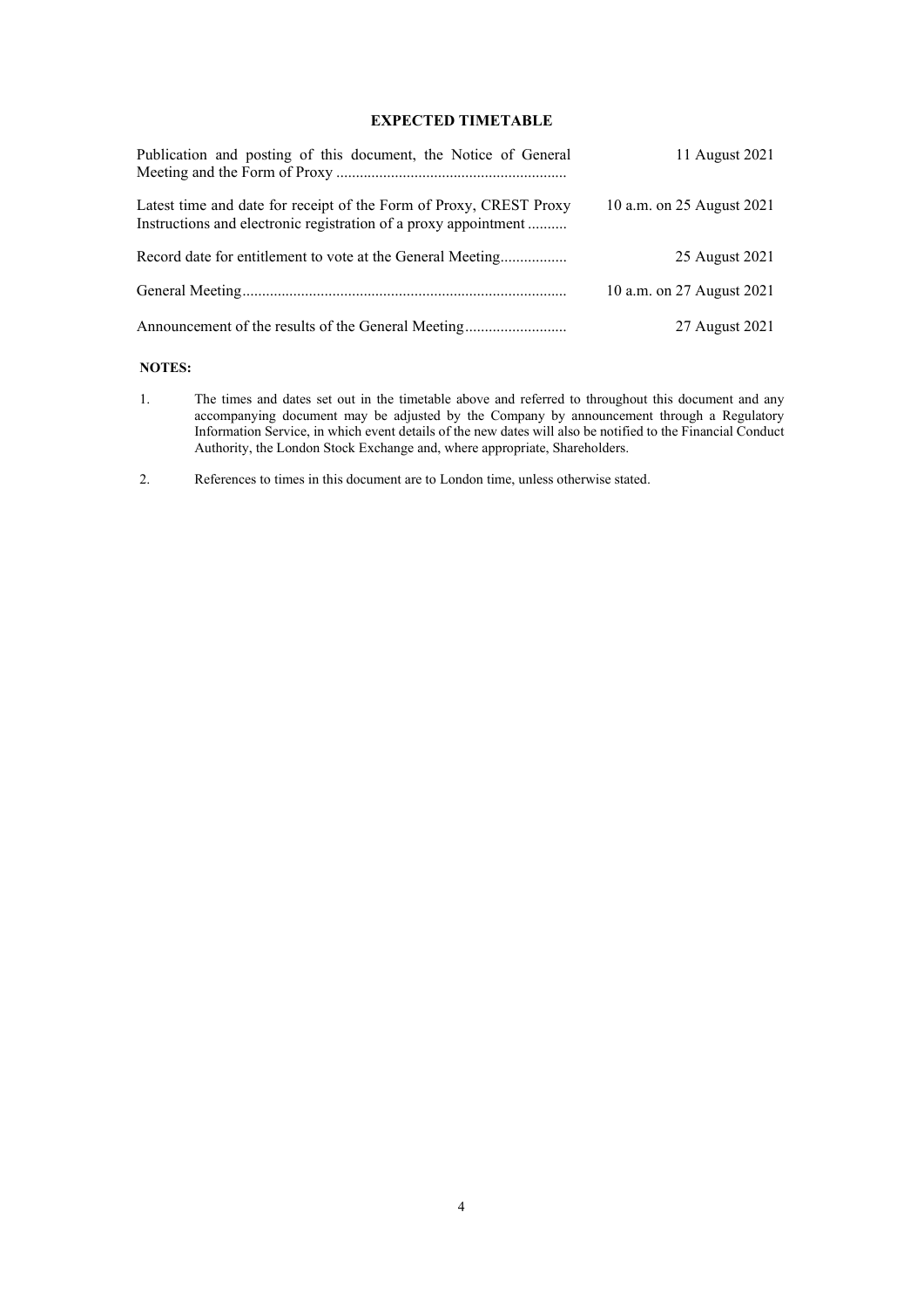## EXPECTED TIMETABLE

| | |
|---|---|
| Publication and posting of this document, the Notice of General Meeting and the Form of Proxy | 11 August 2021 |
| Latest time and date for receipt of the Form of Proxy, CREST Proxy Instructions and electronic registration of a proxy appointment | 10 a.m. on 25 August 2021 |
| Record date for entitlement to vote at the General Meeting | 25 August 2021 |
| General Meeting | 10 a.m. on 27 August 2021 |
| Announcement of the results of the General Meeting | 27 August 2021 |

**NOTES:**

1. The times and dates set out in the timetable above and referred to throughout this document and any accompanying document may be adjusted by the Company by announcement through a Regulatory Information Service, in which event details of the new dates will also be notified to the Financial Conduct Authority, the London Stock Exchange and, where appropriate, Shareholders.

2. References to times in this document are to London time, unless otherwise stated.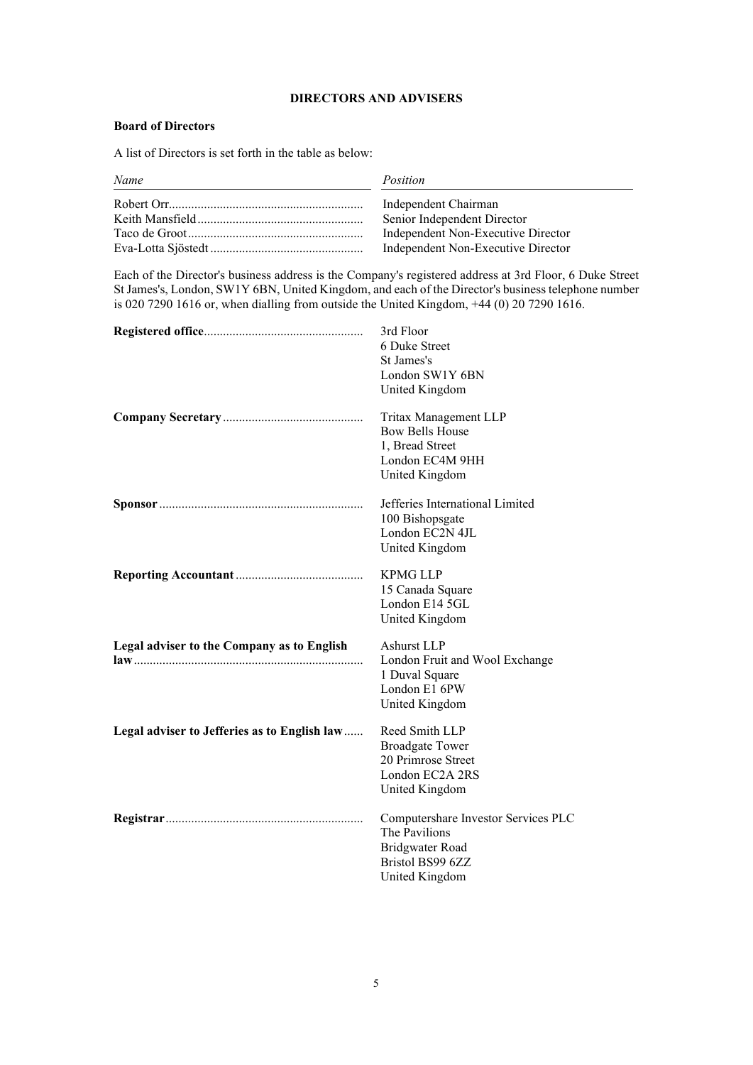## DIRECTORS AND ADVISERS

**Board of Directors**

A list of Directors is set forth in the table as below:

| *Name* | *Position* |
|---|---|
| Robert Orr | Independent Chairman |
| Keith Mansfield | Senior Independent Director |
| Taco de Groot | Independent Non-Executive Director |
| Eva-Lotta Sjöstedt | Independent Non-Executive Director |

Each of the Director's business address is the Company's registered address at 3rd Floor, 6 Duke Street St James's, London, SW1Y 6BN, United Kingdom, and each of the Director's business telephone number is 020 7290 1616 or, when dialling from outside the United Kingdom, +44 (0) 20 7290 1616.

| | |
|---|---|
| **Registered office** | 3rd Floor<br>6 Duke Street<br>St James's<br>London SW1Y 6BN<br>United Kingdom |
| **Company Secretary** | Tritax Management LLP<br>Bow Bells House<br>1, Bread Street<br>London EC4M 9HH<br>United Kingdom |
| **Sponsor** | Jefferies International Limited<br>100 Bishopsgate<br>London EC2N 4JL<br>United Kingdom |
| **Reporting Accountant** | KPMG LLP<br>15 Canada Square<br>London E14 5GL<br>United Kingdom |
| **Legal adviser to the Company as to English law** | Ashurst LLP<br>London Fruit and Wool Exchange<br>1 Duval Square<br>London E1 6PW<br>United Kingdom |
| **Legal adviser to Jefferies as to English law** | Reed Smith LLP<br>Broadgate Tower<br>20 Primrose Street<br>London EC2A 2RS<br>United Kingdom |
| **Registrar** | Computershare Investor Services PLC<br>The Pavilions<br>Bridgwater Road<br>Bristol BS99 6ZZ<br>United Kingdom |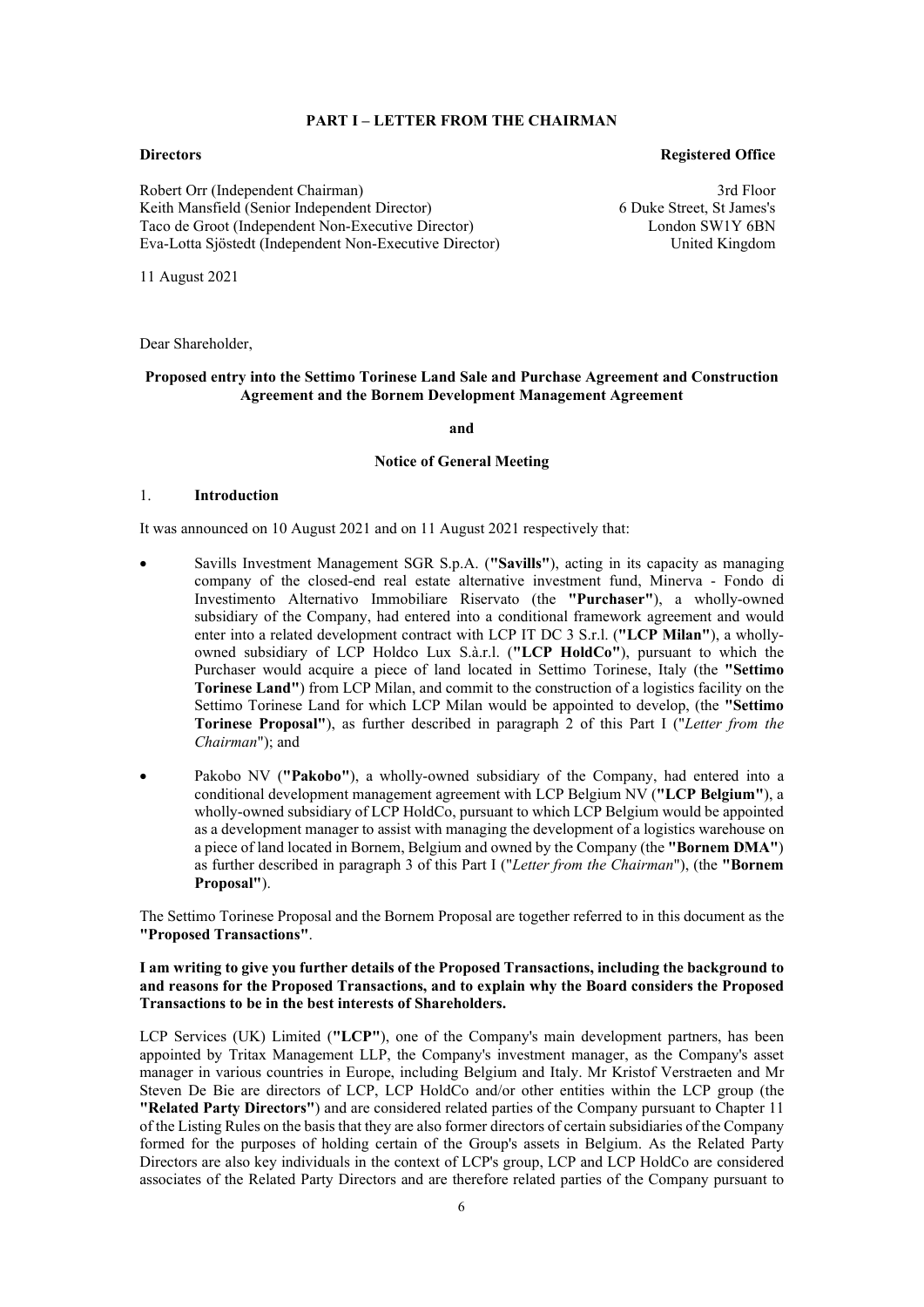## PART I – LETTER FROM THE CHAIRMAN

**Directors**

Robert Orr (Independent Chairman)
Keith Mansfield (Senior Independent Director)
Taco de Groot (Independent Non-Executive Director)
Eva-Lotta Sjöstedt (Independent Non-Executive Director)

**Registered Office**

3rd Floor
6 Duke Street, St James's
London SW1Y 6BN
United Kingdom

11 August 2021

Dear Shareholder,

**Proposed entry into the Settimo Torinese Land Sale and Purchase Agreement and Construction Agreement and the Bornem Development Management Agreement**

**and**

**Notice of General Meeting**

### 1. Introduction

It was announced on 10 August 2021 and on 11 August 2021 respectively that:

- Savills Investment Management SGR S.p.A. (**"Savills"**), acting in its capacity as managing company of the closed-end real estate alternative investment fund, Minerva - Fondo di Investimento Alternativo Immobiliare Riservato (the **"Purchaser"**), a wholly-owned subsidiary of the Company, had entered into a conditional framework agreement and would enter into a related development contract with LCP IT DC 3 S.r.l. (**"LCP Milan"**), a wholly-owned subsidiary of LCP Holdco Lux S.à.r.l. (**"LCP HoldCo"**), pursuant to which the Purchaser would acquire a piece of land located in Settimo Torinese, Italy (the **"Settimo Torinese Land"**) from LCP Milan, and commit to the construction of a logistics facility on the Settimo Torinese Land for which LCP Milan would be appointed to develop, (the **"Settimo Torinese Proposal"**), as further described in paragraph 2 of this Part I ("*Letter from the Chairman*"); and
- Pakobo NV (**"Pakobo"**), a wholly-owned subsidiary of the Company, had entered into a conditional development management agreement with LCP Belgium NV (**"LCP Belgium"**), a wholly-owned subsidiary of LCP HoldCo, pursuant to which LCP Belgium would be appointed as a development manager to assist with managing the development of a logistics warehouse on a piece of land located in Bornem, Belgium and owned by the Company (the **"Bornem DMA"**) as further described in paragraph 3 of this Part I ("*Letter from the Chairman*"), (the **"Bornem Proposal"**).

The Settimo Torinese Proposal and the Bornem Proposal are together referred to in this document as the **"Proposed Transactions"**.

**I am writing to give you further details of the Proposed Transactions, including the background to and reasons for the Proposed Transactions, and to explain why the Board considers the Proposed Transactions to be in the best interests of Shareholders.**

LCP Services (UK) Limited (**"LCP"**), one of the Company's main development partners, has been appointed by Tritax Management LLP, the Company's investment manager, as the Company's asset manager in various countries in Europe, including Belgium and Italy. Mr Kristof Verstraeten and Mr Steven De Bie are directors of LCP, LCP HoldCo and/or other entities within the LCP group (the **"Related Party Directors"**) and are considered related parties of the Company pursuant to Chapter 11 of the Listing Rules on the basis that they are also former directors of certain subsidiaries of the Company formed for the purposes of holding certain of the Group's assets in Belgium. As the Related Party Directors are also key individuals in the context of LCP's group, LCP and LCP HoldCo are considered associates of the Related Party Directors and are therefore related parties of the Company pursuant to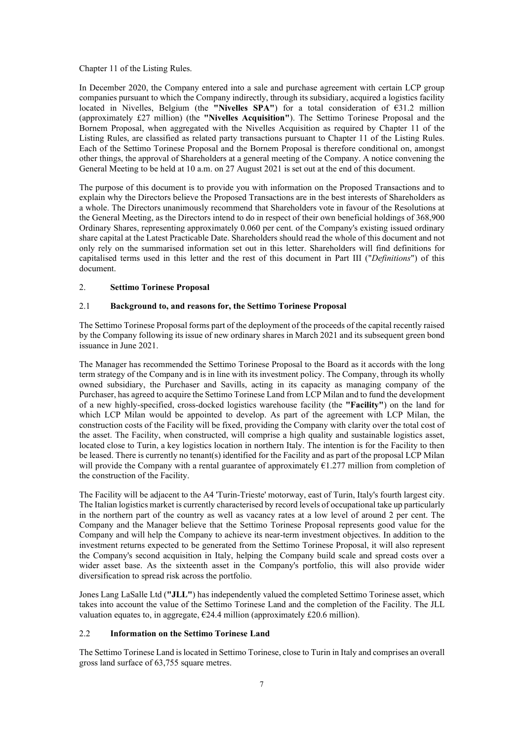Chapter 11 of the Listing Rules.

In December 2020, the Company entered into a sale and purchase agreement with certain LCP group companies pursuant to which the Company indirectly, through its subsidiary, acquired a logistics facility located in Nivelles, Belgium (the **"Nivelles SPA"**) for a total consideration of €31.2 million (approximately £27 million) (the **"Nivelles Acquisition"**). The Settimo Torinese Proposal and the Bornem Proposal, when aggregated with the Nivelles Acquisition as required by Chapter 11 of the Listing Rules, are classified as related party transactions pursuant to Chapter 11 of the Listing Rules. Each of the Settimo Torinese Proposal and the Bornem Proposal is therefore conditional on, amongst other things, the approval of Shareholders at a general meeting of the Company. A notice convening the General Meeting to be held at 10 a.m. on 27 August 2021 is set out at the end of this document.

The purpose of this document is to provide you with information on the Proposed Transactions and to explain why the Directors believe the Proposed Transactions are in the best interests of Shareholders as a whole. The Directors unanimously recommend that Shareholders vote in favour of the Resolutions at the General Meeting, as the Directors intend to do in respect of their own beneficial holdings of 368,900 Ordinary Shares, representing approximately 0.060 per cent. of the Company's existing issued ordinary share capital at the Latest Practicable Date. Shareholders should read the whole of this document and not only rely on the summarised information set out in this letter. Shareholders will find definitions for capitalised terms used in this letter and the rest of this document in Part III ("*Definitions*") of this document.

## 2. Settimo Torinese Proposal

### 2.1 Background to, and reasons for, the Settimo Torinese Proposal

The Settimo Torinese Proposal forms part of the deployment of the proceeds of the capital recently raised by the Company following its issue of new ordinary shares in March 2021 and its subsequent green bond issuance in June 2021.

The Manager has recommended the Settimo Torinese Proposal to the Board as it accords with the long term strategy of the Company and is in line with its investment policy. The Company, through its wholly owned subsidiary, the Purchaser and Savills, acting in its capacity as managing company of the Purchaser, has agreed to acquire the Settimo Torinese Land from LCP Milan and to fund the development of a new highly-specified, cross-docked logistics warehouse facility (the **"Facility"**) on the land for which LCP Milan would be appointed to develop. As part of the agreement with LCP Milan, the construction costs of the Facility will be fixed, providing the Company with clarity over the total cost of the asset. The Facility, when constructed, will comprise a high quality and sustainable logistics asset, located close to Turin, a key logistics location in northern Italy. The intention is for the Facility to then be leased. There is currently no tenant(s) identified for the Facility and as part of the proposal LCP Milan will provide the Company with a rental guarantee of approximately €1.277 million from completion of the construction of the Facility.

The Facility will be adjacent to the A4 'Turin-Trieste' motorway, east of Turin, Italy's fourth largest city. The Italian logistics market is currently characterised by record levels of occupational take up particularly in the northern part of the country as well as vacancy rates at a low level of around 2 per cent. The Company and the Manager believe that the Settimo Torinese Proposal represents good value for the Company and will help the Company to achieve its near-term investment objectives. In addition to the investment returns expected to be generated from the Settimo Torinese Proposal, it will also represent the Company's second acquisition in Italy, helping the Company build scale and spread costs over a wider asset base. As the sixteenth asset in the Company's portfolio, this will also provide wider diversification to spread risk across the portfolio.

Jones Lang LaSalle Ltd (**"JLL"**) has independently valued the completed Settimo Torinese asset, which takes into account the value of the Settimo Torinese Land and the completion of the Facility. The JLL valuation equates to, in aggregate, €24.4 million (approximately £20.6 million).

### 2.2 Information on the Settimo Torinese Land

The Settimo Torinese Land is located in Settimo Torinese, close to Turin in Italy and comprises an overall gross land surface of 63,755 square metres.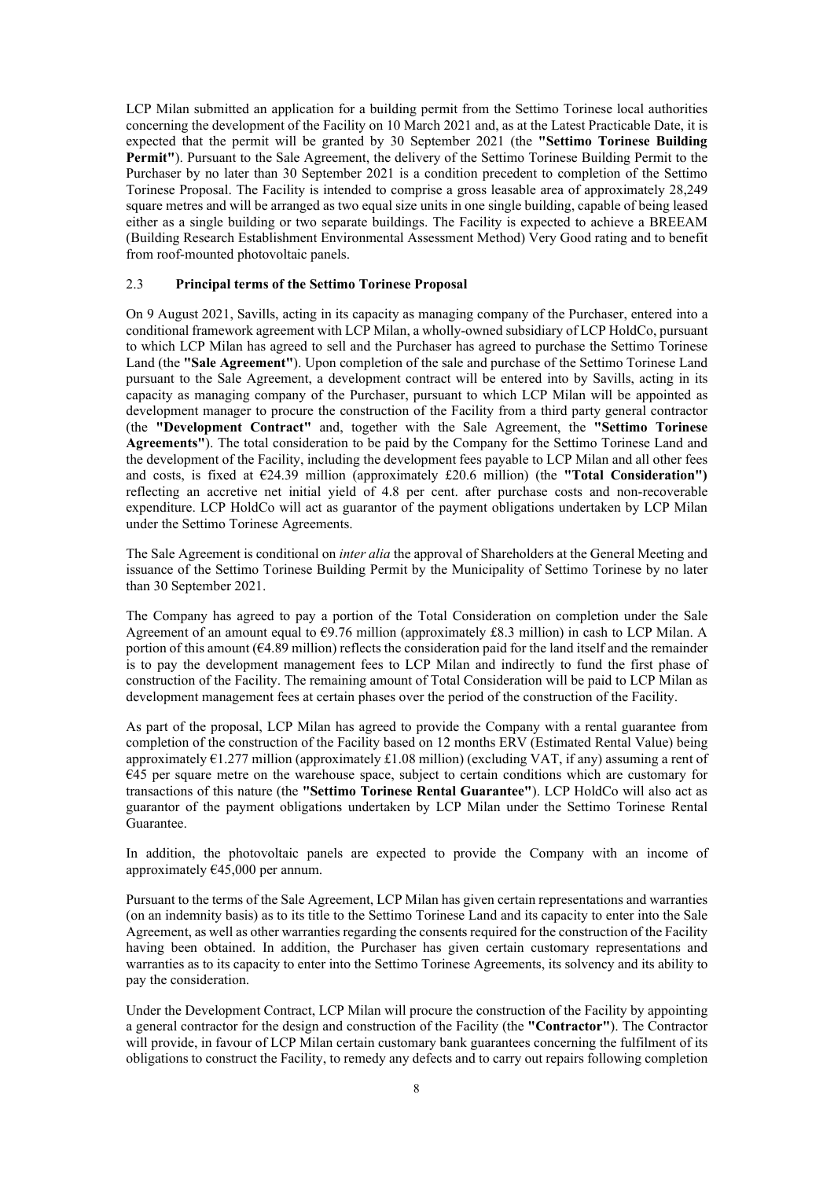LCP Milan submitted an application for a building permit from the Settimo Torinese local authorities concerning the development of the Facility on 10 March 2021 and, as at the Latest Practicable Date, it is expected that the permit will be granted by 30 September 2021 (the **"Settimo Torinese Building Permit"**). Pursuant to the Sale Agreement, the delivery of the Settimo Torinese Building Permit to the Purchaser by no later than 30 September 2021 is a condition precedent to completion of the Settimo Torinese Proposal. The Facility is intended to comprise a gross leasable area of approximately 28,249 square metres and will be arranged as two equal size units in one single building, capable of being leased either as a single building or two separate buildings. The Facility is expected to achieve a BREEAM (Building Research Establishment Environmental Assessment Method) Very Good rating and to benefit from roof-mounted photovoltaic panels.

### 2.3 Principal terms of the Settimo Torinese Proposal

On 9 August 2021, Savills, acting in its capacity as managing company of the Purchaser, entered into a conditional framework agreement with LCP Milan, a wholly-owned subsidiary of LCP HoldCo, pursuant to which LCP Milan has agreed to sell and the Purchaser has agreed to purchase the Settimo Torinese Land (the **"Sale Agreement"**). Upon completion of the sale and purchase of the Settimo Torinese Land pursuant to the Sale Agreement, a development contract will be entered into by Savills, acting in its capacity as managing company of the Purchaser, pursuant to which LCP Milan will be appointed as development manager to procure the construction of the Facility from a third party general contractor (the **"Development Contract"** and, together with the Sale Agreement, the **"Settimo Torinese Agreements"**). The total consideration to be paid by the Company for the Settimo Torinese Land and the development of the Facility, including the development fees payable to LCP Milan and all other fees and costs, is fixed at €24.39 million (approximately £20.6 million) (the **"Total Consideration")** reflecting an accretive net initial yield of 4.8 per cent. after purchase costs and non-recoverable expenditure. LCP HoldCo will act as guarantor of the payment obligations undertaken by LCP Milan under the Settimo Torinese Agreements.

The Sale Agreement is conditional on *inter alia* the approval of Shareholders at the General Meeting and issuance of the Settimo Torinese Building Permit by the Municipality of Settimo Torinese by no later than 30 September 2021.

The Company has agreed to pay a portion of the Total Consideration on completion under the Sale Agreement of an amount equal to €9.76 million (approximately £8.3 million) in cash to LCP Milan. A portion of this amount (€4.89 million) reflects the consideration paid for the land itself and the remainder is to pay the development management fees to LCP Milan and indirectly to fund the first phase of construction of the Facility. The remaining amount of Total Consideration will be paid to LCP Milan as development management fees at certain phases over the period of the construction of the Facility.

As part of the proposal, LCP Milan has agreed to provide the Company with a rental guarantee from completion of the construction of the Facility based on 12 months ERV (Estimated Rental Value) being approximately €1.277 million (approximately £1.08 million) (excluding VAT, if any) assuming a rent of €45 per square metre on the warehouse space, subject to certain conditions which are customary for transactions of this nature (the **"Settimo Torinese Rental Guarantee"**). LCP HoldCo will also act as guarantor of the payment obligations undertaken by LCP Milan under the Settimo Torinese Rental Guarantee.

In addition, the photovoltaic panels are expected to provide the Company with an income of approximately €45,000 per annum.

Pursuant to the terms of the Sale Agreement, LCP Milan has given certain representations and warranties (on an indemnity basis) as to its title to the Settimo Torinese Land and its capacity to enter into the Sale Agreement, as well as other warranties regarding the consents required for the construction of the Facility having been obtained. In addition, the Purchaser has given certain customary representations and warranties as to its capacity to enter into the Settimo Torinese Agreements, its solvency and its ability to pay the consideration.

Under the Development Contract, LCP Milan will procure the construction of the Facility by appointing a general contractor for the design and construction of the Facility (the **"Contractor"**). The Contractor will provide, in favour of LCP Milan certain customary bank guarantees concerning the fulfilment of its obligations to construct the Facility, to remedy any defects and to carry out repairs following completion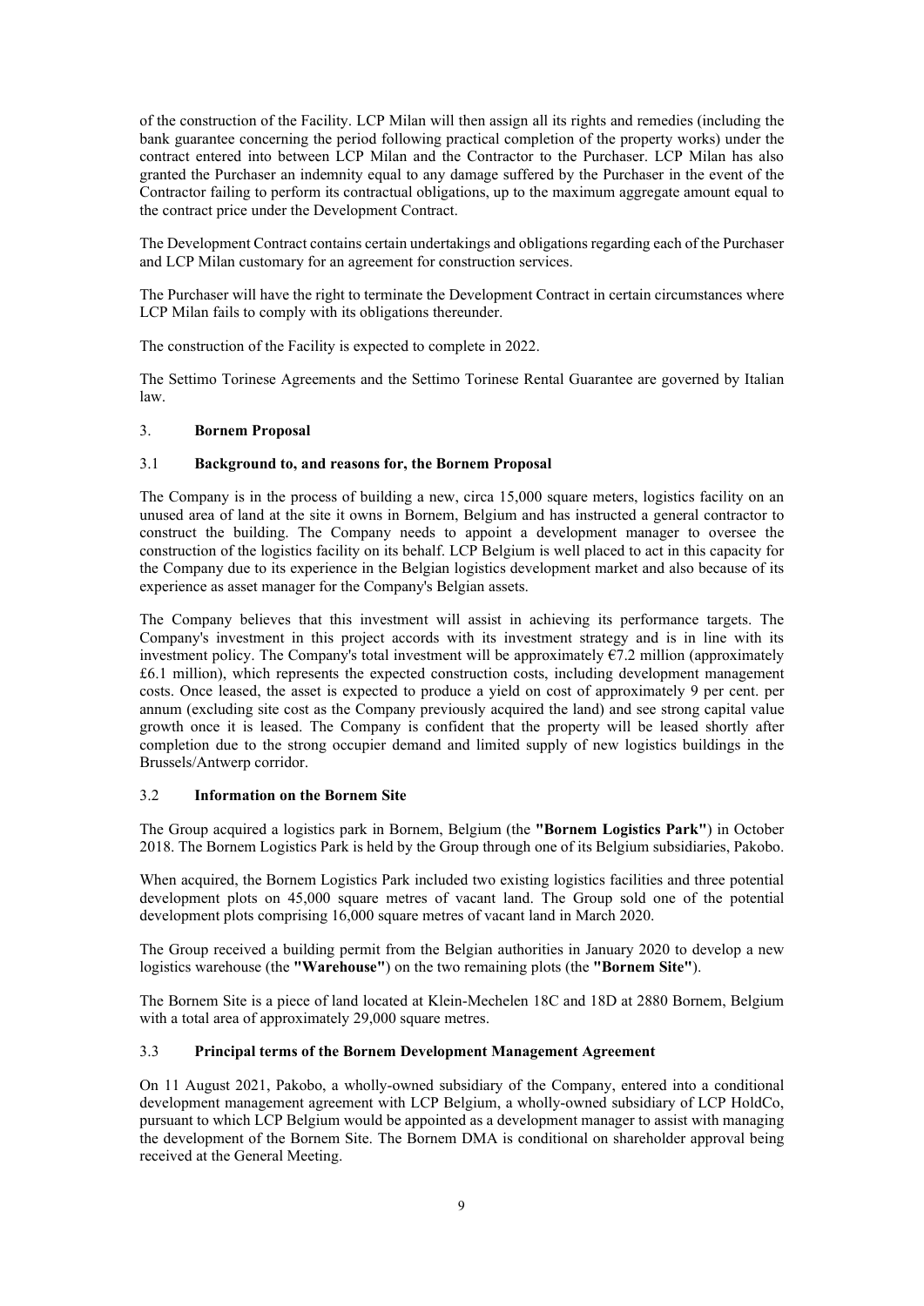of the construction of the Facility. LCP Milan will then assign all its rights and remedies (including the bank guarantee concerning the period following practical completion of the property works) under the contract entered into between LCP Milan and the Contractor to the Purchaser. LCP Milan has also granted the Purchaser an indemnity equal to any damage suffered by the Purchaser in the event of the Contractor failing to perform its contractual obligations, up to the maximum aggregate amount equal to the contract price under the Development Contract.

The Development Contract contains certain undertakings and obligations regarding each of the Purchaser and LCP Milan customary for an agreement for construction services.

The Purchaser will have the right to terminate the Development Contract in certain circumstances where LCP Milan fails to comply with its obligations thereunder.

The construction of the Facility is expected to complete in 2022.

The Settimo Torinese Agreements and the Settimo Torinese Rental Guarantee are governed by Italian law.

## 3. Bornem Proposal

### 3.1 Background to, and reasons for, the Bornem Proposal

The Company is in the process of building a new, circa 15,000 square meters, logistics facility on an unused area of land at the site it owns in Bornem, Belgium and has instructed a general contractor to construct the building. The Company needs to appoint a development manager to oversee the construction of the logistics facility on its behalf. LCP Belgium is well placed to act in this capacity for the Company due to its experience in the Belgian logistics development market and also because of its experience as asset manager for the Company's Belgian assets.

The Company believes that this investment will assist in achieving its performance targets. The Company's investment in this project accords with its investment strategy and is in line with its investment policy. The Company's total investment will be approximately €7.2 million (approximately £6.1 million), which represents the expected construction costs, including development management costs. Once leased, the asset is expected to produce a yield on cost of approximately 9 per cent. per annum (excluding site cost as the Company previously acquired the land) and see strong capital value growth once it is leased. The Company is confident that the property will be leased shortly after completion due to the strong occupier demand and limited supply of new logistics buildings in the Brussels/Antwerp corridor.

### 3.2 Information on the Bornem Site

The Group acquired a logistics park in Bornem, Belgium (the **"Bornem Logistics Park"**) in October 2018. The Bornem Logistics Park is held by the Group through one of its Belgium subsidiaries, Pakobo.

When acquired, the Bornem Logistics Park included two existing logistics facilities and three potential development plots on 45,000 square metres of vacant land. The Group sold one of the potential development plots comprising 16,000 square metres of vacant land in March 2020.

The Group received a building permit from the Belgian authorities in January 2020 to develop a new logistics warehouse (the **"Warehouse"**) on the two remaining plots (the **"Bornem Site"**).

The Bornem Site is a piece of land located at Klein-Mechelen 18C and 18D at 2880 Bornem, Belgium with a total area of approximately 29,000 square metres.

### 3.3 Principal terms of the Bornem Development Management Agreement

On 11 August 2021, Pakobo, a wholly-owned subsidiary of the Company, entered into a conditional development management agreement with LCP Belgium, a wholly-owned subsidiary of LCP HoldCo, pursuant to which LCP Belgium would be appointed as a development manager to assist with managing the development of the Bornem Site. The Bornem DMA is conditional on shareholder approval being received at the General Meeting.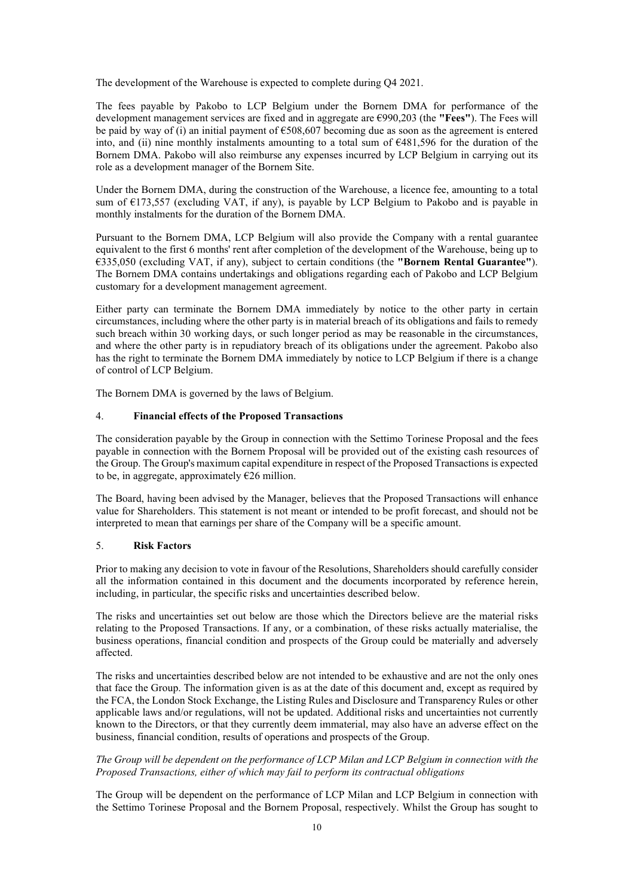The development of the Warehouse is expected to complete during Q4 2021.

The fees payable by Pakobo to LCP Belgium under the Bornem DMA for performance of the development management services are fixed and in aggregate are €990,203 (the **"Fees"**). The Fees will be paid by way of (i) an initial payment of €508,607 becoming due as soon as the agreement is entered into, and (ii) nine monthly instalments amounting to a total sum of €481,596 for the duration of the Bornem DMA. Pakobo will also reimburse any expenses incurred by LCP Belgium in carrying out its role as a development manager of the Bornem Site.

Under the Bornem DMA, during the construction of the Warehouse, a licence fee, amounting to a total sum of €173,557 (excluding VAT, if any), is payable by LCP Belgium to Pakobo and is payable in monthly instalments for the duration of the Bornem DMA.

Pursuant to the Bornem DMA, LCP Belgium will also provide the Company with a rental guarantee equivalent to the first 6 months' rent after completion of the development of the Warehouse, being up to €335,050 (excluding VAT, if any), subject to certain conditions (the **"Bornem Rental Guarantee"**). The Bornem DMA contains undertakings and obligations regarding each of Pakobo and LCP Belgium customary for a development management agreement.

Either party can terminate the Bornem DMA immediately by notice to the other party in certain circumstances, including where the other party is in material breach of its obligations and fails to remedy such breach within 30 working days, or such longer period as may be reasonable in the circumstances, and where the other party is in repudiatory breach of its obligations under the agreement. Pakobo also has the right to terminate the Bornem DMA immediately by notice to LCP Belgium if there is a change of control of LCP Belgium.

The Bornem DMA is governed by the laws of Belgium.

## 4. **Financial effects of the Proposed Transactions**

The consideration payable by the Group in connection with the Settimo Torinese Proposal and the fees payable in connection with the Bornem Proposal will be provided out of the existing cash resources of the Group. The Group's maximum capital expenditure in respect of the Proposed Transactions is expected to be, in aggregate, approximately €26 million.

The Board, having been advised by the Manager, believes that the Proposed Transactions will enhance value for Shareholders. This statement is not meant or intended to be profit forecast, and should not be interpreted to mean that earnings per share of the Company will be a specific amount.

## 5. **Risk Factors**

Prior to making any decision to vote in favour of the Resolutions, Shareholders should carefully consider all the information contained in this document and the documents incorporated by reference herein, including, in particular, the specific risks and uncertainties described below.

The risks and uncertainties set out below are those which the Directors believe are the material risks relating to the Proposed Transactions. If any, or a combination, of these risks actually materialise, the business operations, financial condition and prospects of the Group could be materially and adversely affected.

The risks and uncertainties described below are not intended to be exhaustive and are not the only ones that face the Group. The information given is as at the date of this document and, except as required by the FCA, the London Stock Exchange, the Listing Rules and Disclosure and Transparency Rules or other applicable laws and/or regulations, will not be updated. Additional risks and uncertainties not currently known to the Directors, or that they currently deem immaterial, may also have an adverse effect on the business, financial condition, results of operations and prospects of the Group.

*The Group will be dependent on the performance of LCP Milan and LCP Belgium in connection with the Proposed Transactions, either of which may fail to perform its contractual obligations*

The Group will be dependent on the performance of LCP Milan and LCP Belgium in connection with the Settimo Torinese Proposal and the Bornem Proposal, respectively. Whilst the Group has sought to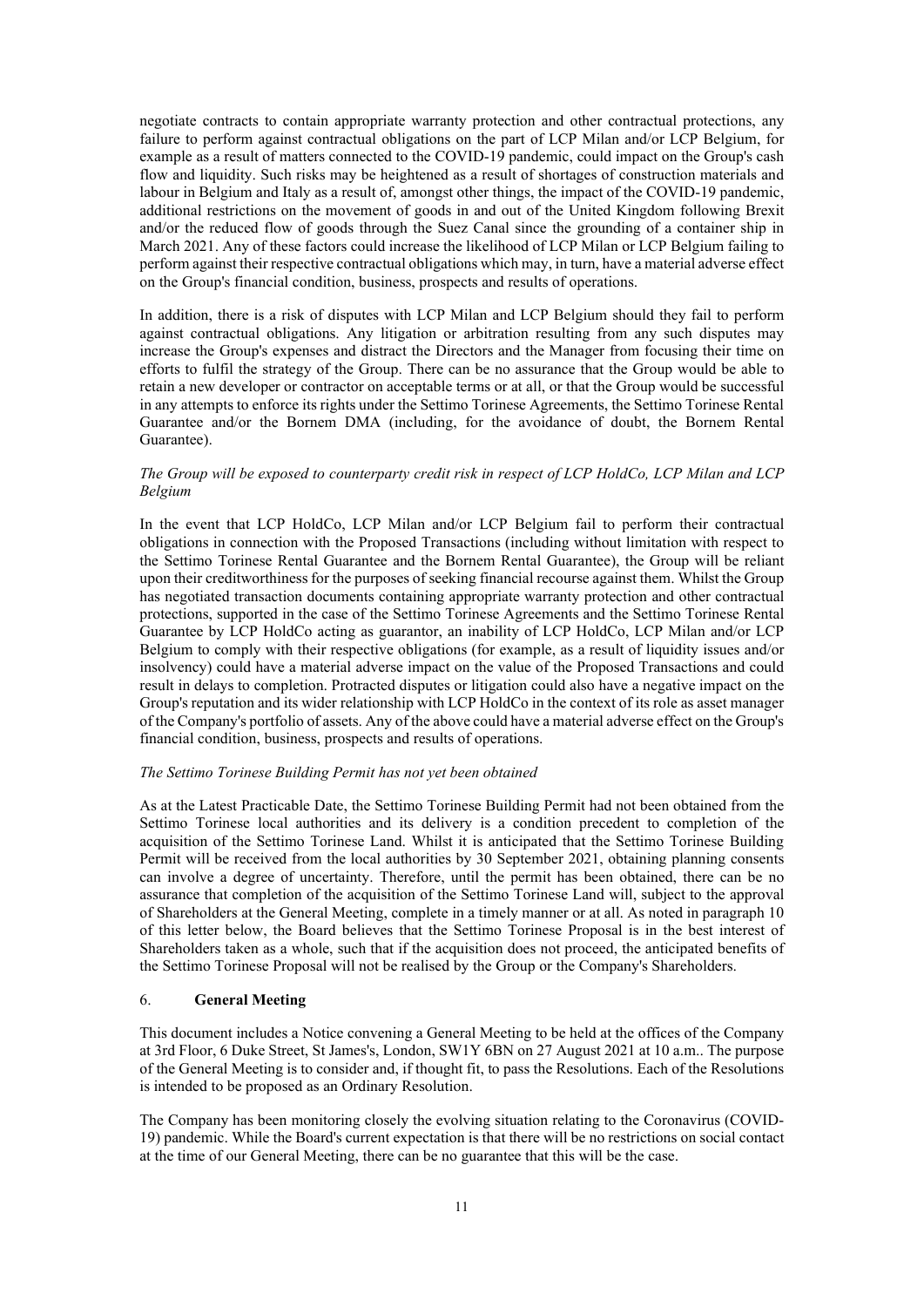negotiate contracts to contain appropriate warranty protection and other contractual protections, any failure to perform against contractual obligations on the part of LCP Milan and/or LCP Belgium, for example as a result of matters connected to the COVID-19 pandemic, could impact on the Group's cash flow and liquidity. Such risks may be heightened as a result of shortages of construction materials and labour in Belgium and Italy as a result of, amongst other things, the impact of the COVID-19 pandemic, additional restrictions on the movement of goods in and out of the United Kingdom following Brexit and/or the reduced flow of goods through the Suez Canal since the grounding of a container ship in March 2021. Any of these factors could increase the likelihood of LCP Milan or LCP Belgium failing to perform against their respective contractual obligations which may, in turn, have a material adverse effect on the Group's financial condition, business, prospects and results of operations.

In addition, there is a risk of disputes with LCP Milan and LCP Belgium should they fail to perform against contractual obligations. Any litigation or arbitration resulting from any such disputes may increase the Group's expenses and distract the Directors and the Manager from focusing their time on efforts to fulfil the strategy of the Group. There can be no assurance that the Group would be able to retain a new developer or contractor on acceptable terms or at all, or that the Group would be successful in any attempts to enforce its rights under the Settimo Torinese Agreements, the Settimo Torinese Rental Guarantee and/or the Bornem DMA (including, for the avoidance of doubt, the Bornem Rental Guarantee).

*The Group will be exposed to counterparty credit risk in respect of LCP HoldCo, LCP Milan and LCP Belgium*

In the event that LCP HoldCo, LCP Milan and/or LCP Belgium fail to perform their contractual obligations in connection with the Proposed Transactions (including without limitation with respect to the Settimo Torinese Rental Guarantee and the Bornem Rental Guarantee), the Group will be reliant upon their creditworthiness for the purposes of seeking financial recourse against them. Whilst the Group has negotiated transaction documents containing appropriate warranty protection and other contractual protections, supported in the case of the Settimo Torinese Agreements and the Settimo Torinese Rental Guarantee by LCP HoldCo acting as guarantor, an inability of LCP HoldCo, LCP Milan and/or LCP Belgium to comply with their respective obligations (for example, as a result of liquidity issues and/or insolvency) could have a material adverse impact on the value of the Proposed Transactions and could result in delays to completion. Protracted disputes or litigation could also have a negative impact on the Group's reputation and its wider relationship with LCP HoldCo in the context of its role as asset manager of the Company's portfolio of assets. Any of the above could have a material adverse effect on the Group's financial condition, business, prospects and results of operations.

*The Settimo Torinese Building Permit has not yet been obtained*

As at the Latest Practicable Date, the Settimo Torinese Building Permit had not been obtained from the Settimo Torinese local authorities and its delivery is a condition precedent to completion of the acquisition of the Settimo Torinese Land. Whilst it is anticipated that the Settimo Torinese Building Permit will be received from the local authorities by 30 September 2021, obtaining planning consents can involve a degree of uncertainty. Therefore, until the permit has been obtained, there can be no assurance that completion of the acquisition of the Settimo Torinese Land will, subject to the approval of Shareholders at the General Meeting, complete in a timely manner or at all. As noted in paragraph 10 of this letter below, the Board believes that the Settimo Torinese Proposal is in the best interest of Shareholders taken as a whole, such that if the acquisition does not proceed, the anticipated benefits of the Settimo Torinese Proposal will not be realised by the Group or the Company's Shareholders.

## 6. **General Meeting**

This document includes a Notice convening a General Meeting to be held at the offices of the Company at 3rd Floor, 6 Duke Street, St James's, London, SW1Y 6BN on 27 August 2021 at 10 a.m.. The purpose of the General Meeting is to consider and, if thought fit, to pass the Resolutions. Each of the Resolutions is intended to be proposed as an Ordinary Resolution.

The Company has been monitoring closely the evolving situation relating to the Coronavirus (COVID-19) pandemic. While the Board's current expectation is that there will be no restrictions on social contact at the time of our General Meeting, there can be no guarantee that this will be the case.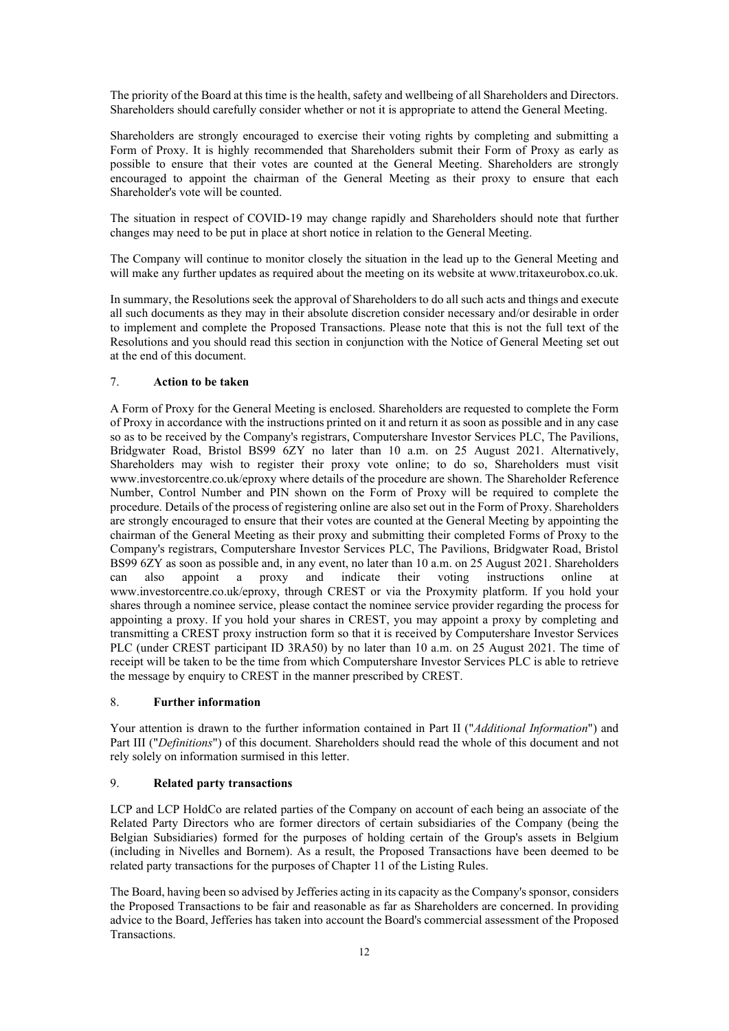The priority of the Board at this time is the health, safety and wellbeing of all Shareholders and Directors. Shareholders should carefully consider whether or not it is appropriate to attend the General Meeting.

Shareholders are strongly encouraged to exercise their voting rights by completing and submitting a Form of Proxy. It is highly recommended that Shareholders submit their Form of Proxy as early as possible to ensure that their votes are counted at the General Meeting. Shareholders are strongly encouraged to appoint the chairman of the General Meeting as their proxy to ensure that each Shareholder's vote will be counted.

The situation in respect of COVID-19 may change rapidly and Shareholders should note that further changes may need to be put in place at short notice in relation to the General Meeting.

The Company will continue to monitor closely the situation in the lead up to the General Meeting and will make any further updates as required about the meeting on its website at www.tritaxeurobox.co.uk.

In summary, the Resolutions seek the approval of Shareholders to do all such acts and things and execute all such documents as they may in their absolute discretion consider necessary and/or desirable in order to implement and complete the Proposed Transactions. Please note that this is not the full text of the Resolutions and you should read this section in conjunction with the Notice of General Meeting set out at the end of this document.

## 7. Action to be taken

A Form of Proxy for the General Meeting is enclosed. Shareholders are requested to complete the Form of Proxy in accordance with the instructions printed on it and return it as soon as possible and in any case so as to be received by the Company's registrars, Computershare Investor Services PLC, The Pavilions, Bridgwater Road, Bristol BS99 6ZY no later than 10 a.m. on 25 August 2021. Alternatively, Shareholders may wish to register their proxy vote online; to do so, Shareholders must visit www.investorcentre.co.uk/eproxy where details of the procedure are shown. The Shareholder Reference Number, Control Number and PIN shown on the Form of Proxy will be required to complete the procedure. Details of the process of registering online are also set out in the Form of Proxy. Shareholders are strongly encouraged to ensure that their votes are counted at the General Meeting by appointing the chairman of the General Meeting as their proxy and submitting their completed Forms of Proxy to the Company's registrars, Computershare Investor Services PLC, The Pavilions, Bridgwater Road, Bristol BS99 6ZY as soon as possible and, in any event, no later than 10 a.m. on 25 August 2021. Shareholders can also appoint a proxy and indicate their voting instructions online at www.investorcentre.co.uk/eproxy, through CREST or via the Proxymity platform. If you hold your shares through a nominee service, please contact the nominee service provider regarding the process for appointing a proxy. If you hold your shares in CREST, you may appoint a proxy by completing and transmitting a CREST proxy instruction form so that it is received by Computershare Investor Services PLC (under CREST participant ID 3RA50) by no later than 10 a.m. on 25 August 2021. The time of receipt will be taken to be the time from which Computershare Investor Services PLC is able to retrieve the message by enquiry to CREST in the manner prescribed by CREST.

## 8. Further information

Your attention is drawn to the further information contained in Part II ("*Additional Information*") and Part III ("*Definitions*") of this document. Shareholders should read the whole of this document and not rely solely on information surmised in this letter.

## 9. Related party transactions

LCP and LCP HoldCo are related parties of the Company on account of each being an associate of the Related Party Directors who are former directors of certain subsidiaries of the Company (being the Belgian Subsidiaries) formed for the purposes of holding certain of the Group's assets in Belgium (including in Nivelles and Bornem). As a result, the Proposed Transactions have been deemed to be related party transactions for the purposes of Chapter 11 of the Listing Rules.

The Board, having been so advised by Jefferies acting in its capacity as the Company's sponsor, considers the Proposed Transactions to be fair and reasonable as far as Shareholders are concerned. In providing advice to the Board, Jefferies has taken into account the Board's commercial assessment of the Proposed Transactions.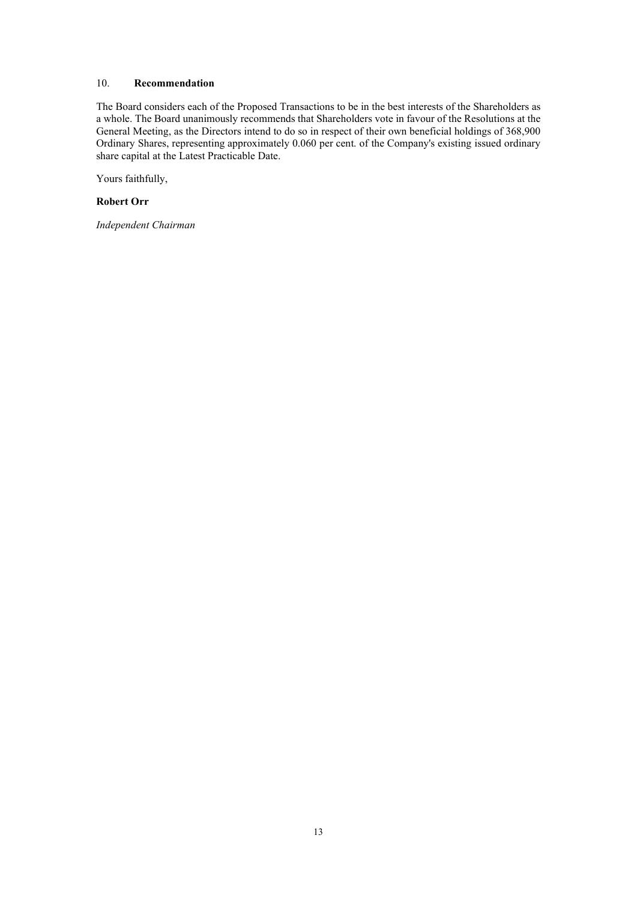## 10. **Recommendation**

The Board considers each of the Proposed Transactions to be in the best interests of the Shareholders as a whole. The Board unanimously recommends that Shareholders vote in favour of the Resolutions at the General Meeting, as the Directors intend to do so in respect of their own beneficial holdings of 368,900 Ordinary Shares, representing approximately 0.060 per cent. of the Company's existing issued ordinary share capital at the Latest Practicable Date.

Yours faithfully,

**Robert Orr**

*Independent Chairman*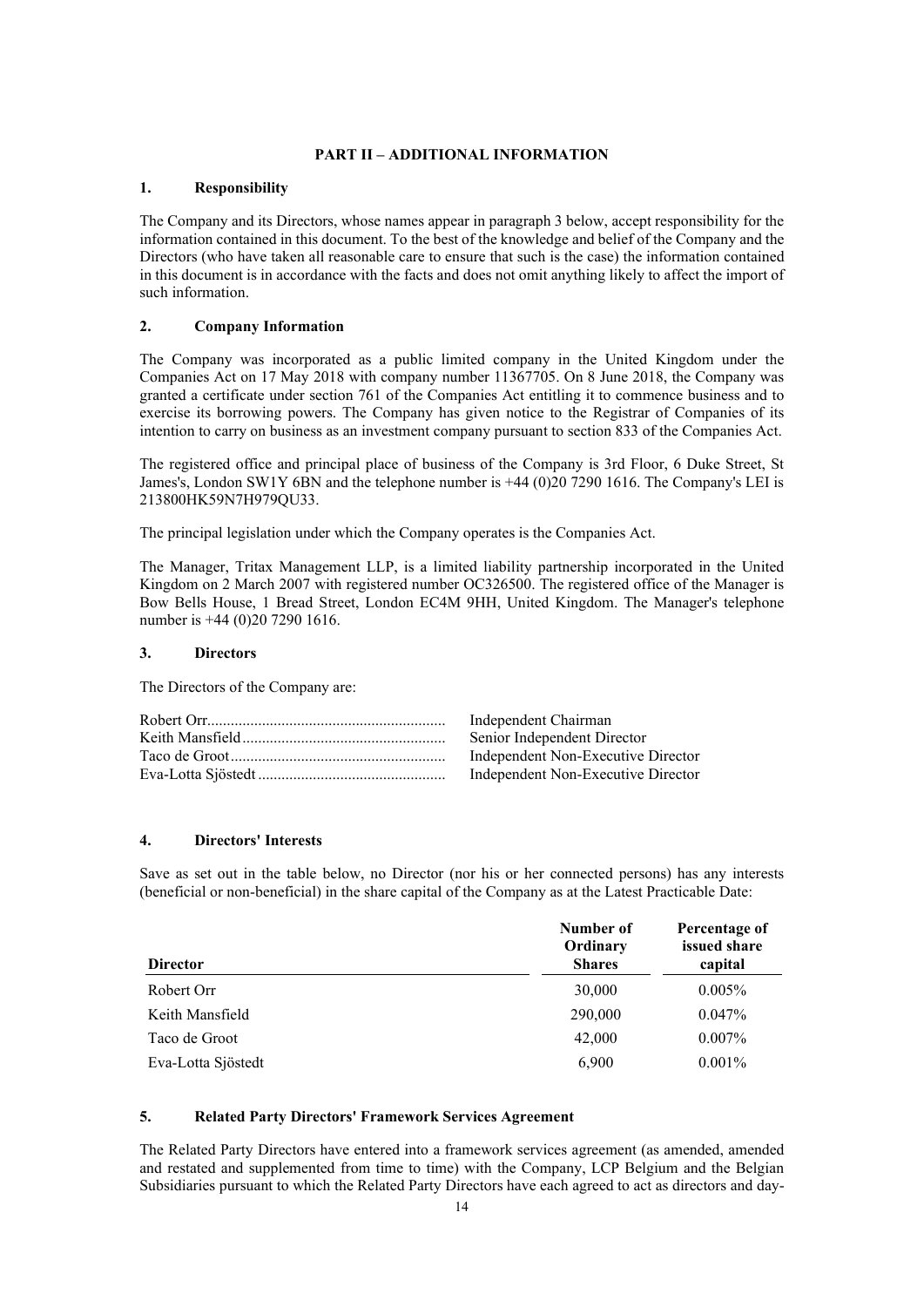## PART II – ADDITIONAL INFORMATION

### 1. Responsibility

The Company and its Directors, whose names appear in paragraph 3 below, accept responsibility for the information contained in this document. To the best of the knowledge and belief of the Company and the Directors (who have taken all reasonable care to ensure that such is the case) the information contained in this document is in accordance with the facts and does not omit anything likely to affect the import of such information.

### 2. Company Information

The Company was incorporated as a public limited company in the United Kingdom under the Companies Act on 17 May 2018 with company number 11367705. On 8 June 2018, the Company was granted a certificate under section 761 of the Companies Act entitling it to commence business and to exercise its borrowing powers. The Company has given notice to the Registrar of Companies of its intention to carry on business as an investment company pursuant to section 833 of the Companies Act.

The registered office and principal place of business of the Company is 3rd Floor, 6 Duke Street, St James's, London SW1Y 6BN and the telephone number is +44 (0)20 7290 1616. The Company's LEI is 213800HK59N7H979QU33.

The principal legislation under which the Company operates is the Companies Act.

The Manager, Tritax Management LLP, is a limited liability partnership incorporated in the United Kingdom on 2 March 2007 with registered number OC326500. The registered office of the Manager is Bow Bells House, 1 Bread Street, London EC4M 9HH, United Kingdom. The Manager's telephone number is +44 (0)20 7290 1616.

### 3. Directors

The Directors of the Company are:

| | |
|---|---|
| Robert Orr | Independent Chairman |
| Keith Mansfield | Senior Independent Director |
| Taco de Groot | Independent Non-Executive Director |
| Eva-Lotta Sjöstedt | Independent Non-Executive Director |

### 4. Directors' Interests

Save as set out in the table below, no Director (nor his or her connected persons) has any interests (beneficial or non-beneficial) in the share capital of the Company as at the Latest Practicable Date:

| Director | Number of Ordinary Shares | Percentage of issued share capital |
|---|---|---|
| Robert Orr | 30,000 | 0.005% |
| Keith Mansfield | 290,000 | 0.047% |
| Taco de Groot | 42,000 | 0.007% |
| Eva-Lotta Sjöstedt | 6,900 | 0.001% |

### 5. Related Party Directors' Framework Services Agreement

The Related Party Directors have entered into a framework services agreement (as amended, amended and restated and supplemented from time to time) with the Company, LCP Belgium and the Belgian Subsidiaries pursuant to which the Related Party Directors have each agreed to act as directors and day-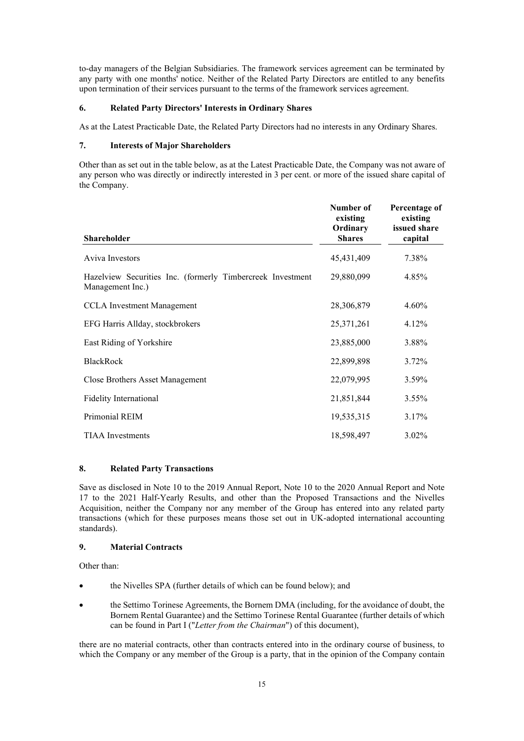to-day managers of the Belgian Subsidiaries. The framework services agreement can be terminated by any party with one months' notice. Neither of the Related Party Directors are entitled to any benefits upon termination of their services pursuant to the terms of the framework services agreement.

## 6. Related Party Directors' Interests in Ordinary Shares

As at the Latest Practicable Date, the Related Party Directors had no interests in any Ordinary Shares.

## 7. Interests of Major Shareholders

Other than as set out in the table below, as at the Latest Practicable Date, the Company was not aware of any person who was directly or indirectly interested in 3 per cent. or more of the issued share capital of the Company.

| Shareholder | Number of existing Ordinary Shares | Percentage of existing issued share capital |
|---|---|---|
| Aviva Investors | 45,431,409 | 7.38% |
| Hazelview Securities Inc. (formerly Timbercreek Investment Management Inc.) | 29,880,099 | 4.85% |
| CCLA Investment Management | 28,306,879 | 4.60% |
| EFG Harris Allday, stockbrokers | 25,371,261 | 4.12% |
| East Riding of Yorkshire | 23,885,000 | 3.88% |
| BlackRock | 22,899,898 | 3.72% |
| Close Brothers Asset Management | 22,079,995 | 3.59% |
| Fidelity International | 21,851,844 | 3.55% |
| Primonial REIM | 19,535,315 | 3.17% |
| TIAA Investments | 18,598,497 | 3.02% |

## 8. Related Party Transactions

Save as disclosed in Note 10 to the 2019 Annual Report, Note 10 to the 2020 Annual Report and Note 17 to the 2021 Half-Yearly Results, and other than the Proposed Transactions and the Nivelles Acquisition, neither the Company nor any member of the Group has entered into any related party transactions (which for these purposes means those set out in UK-adopted international accounting standards).

## 9. Material Contracts

Other than:

- the Nivelles SPA (further details of which can be found below); and
- the Settimo Torinese Agreements, the Bornem DMA (including, for the avoidance of doubt, the Bornem Rental Guarantee) and the Settimo Torinese Rental Guarantee (further details of which can be found in Part I ("*Letter from the Chairman*") of this document),

there are no material contracts, other than contracts entered into in the ordinary course of business, to which the Company or any member of the Group is a party, that in the opinion of the Company contain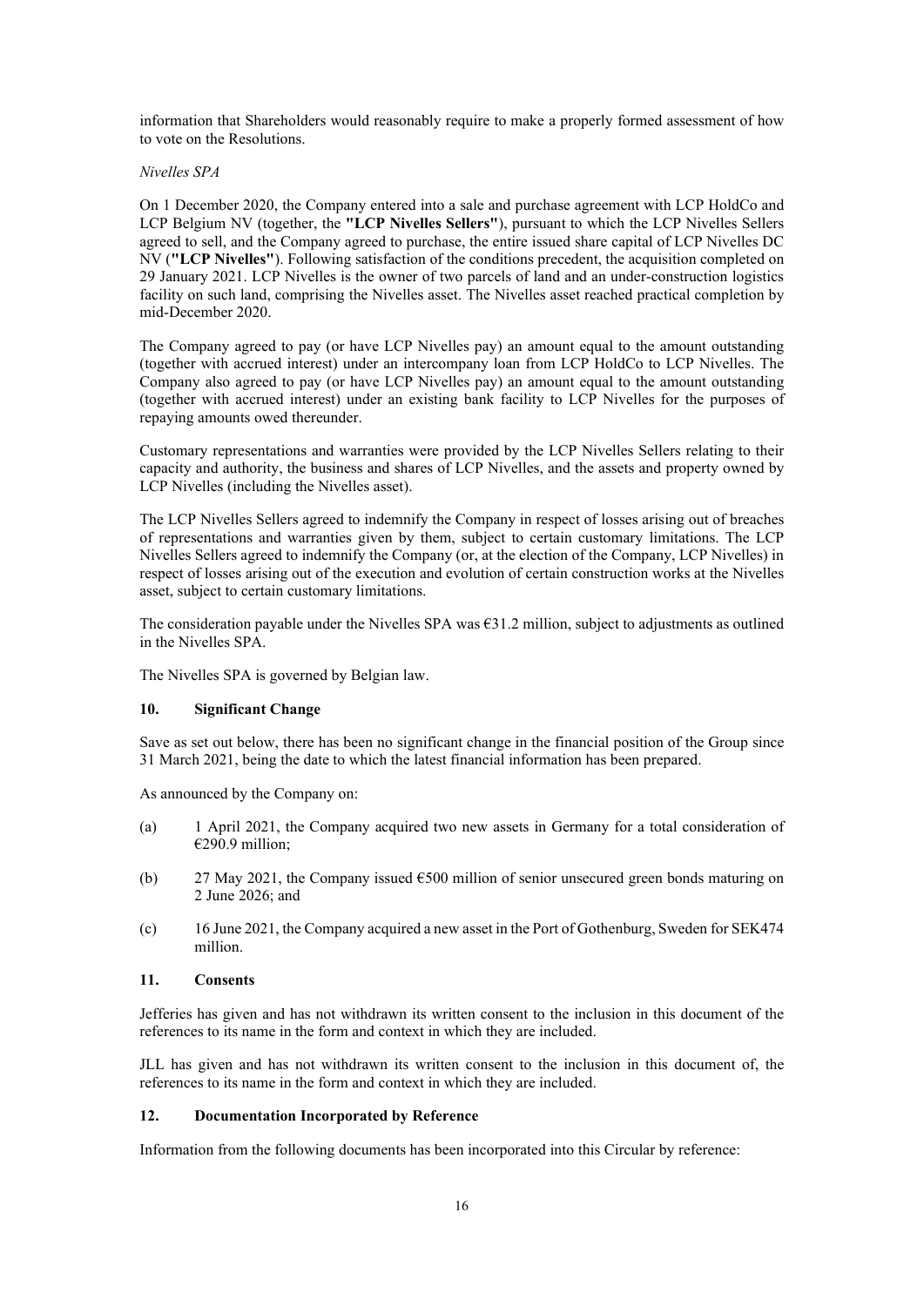information that Shareholders would reasonably require to make a properly formed assessment of how to vote on the Resolutions.

*Nivelles SPA*

On 1 December 2020, the Company entered into a sale and purchase agreement with LCP HoldCo and LCP Belgium NV (together, the **"LCP Nivelles Sellers"**), pursuant to which the LCP Nivelles Sellers agreed to sell, and the Company agreed to purchase, the entire issued share capital of LCP Nivelles DC NV (**"LCP Nivelles"**). Following satisfaction of the conditions precedent, the acquisition completed on 29 January 2021. LCP Nivelles is the owner of two parcels of land and an under-construction logistics facility on such land, comprising the Nivelles asset. The Nivelles asset reached practical completion by mid-December 2020.

The Company agreed to pay (or have LCP Nivelles pay) an amount equal to the amount outstanding (together with accrued interest) under an intercompany loan from LCP HoldCo to LCP Nivelles. The Company also agreed to pay (or have LCP Nivelles pay) an amount equal to the amount outstanding (together with accrued interest) under an existing bank facility to LCP Nivelles for the purposes of repaying amounts owed thereunder.

Customary representations and warranties were provided by the LCP Nivelles Sellers relating to their capacity and authority, the business and shares of LCP Nivelles, and the assets and property owned by LCP Nivelles (including the Nivelles asset).

The LCP Nivelles Sellers agreed to indemnify the Company in respect of losses arising out of breaches of representations and warranties given by them, subject to certain customary limitations. The LCP Nivelles Sellers agreed to indemnify the Company (or, at the election of the Company, LCP Nivelles) in respect of losses arising out of the execution and evolution of certain construction works at the Nivelles asset, subject to certain customary limitations.

The consideration payable under the Nivelles SPA was €31.2 million, subject to adjustments as outlined in the Nivelles SPA.

The Nivelles SPA is governed by Belgian law.

## 10. Significant Change

Save as set out below, there has been no significant change in the financial position of the Group since 31 March 2021, being the date to which the latest financial information has been prepared.

As announced by the Company on:

(a) 1 April 2021, the Company acquired two new assets in Germany for a total consideration of €290.9 million;

(b) 27 May 2021, the Company issued €500 million of senior unsecured green bonds maturing on 2 June 2026; and

(c) 16 June 2021, the Company acquired a new asset in the Port of Gothenburg, Sweden for SEK474 million.

## 11. Consents

Jefferies has given and has not withdrawn its written consent to the inclusion in this document of the references to its name in the form and context in which they are included.

JLL has given and has not withdrawn its written consent to the inclusion in this document of, the references to its name in the form and context in which they are included.

## 12. Documentation Incorporated by Reference

Information from the following documents has been incorporated into this Circular by reference: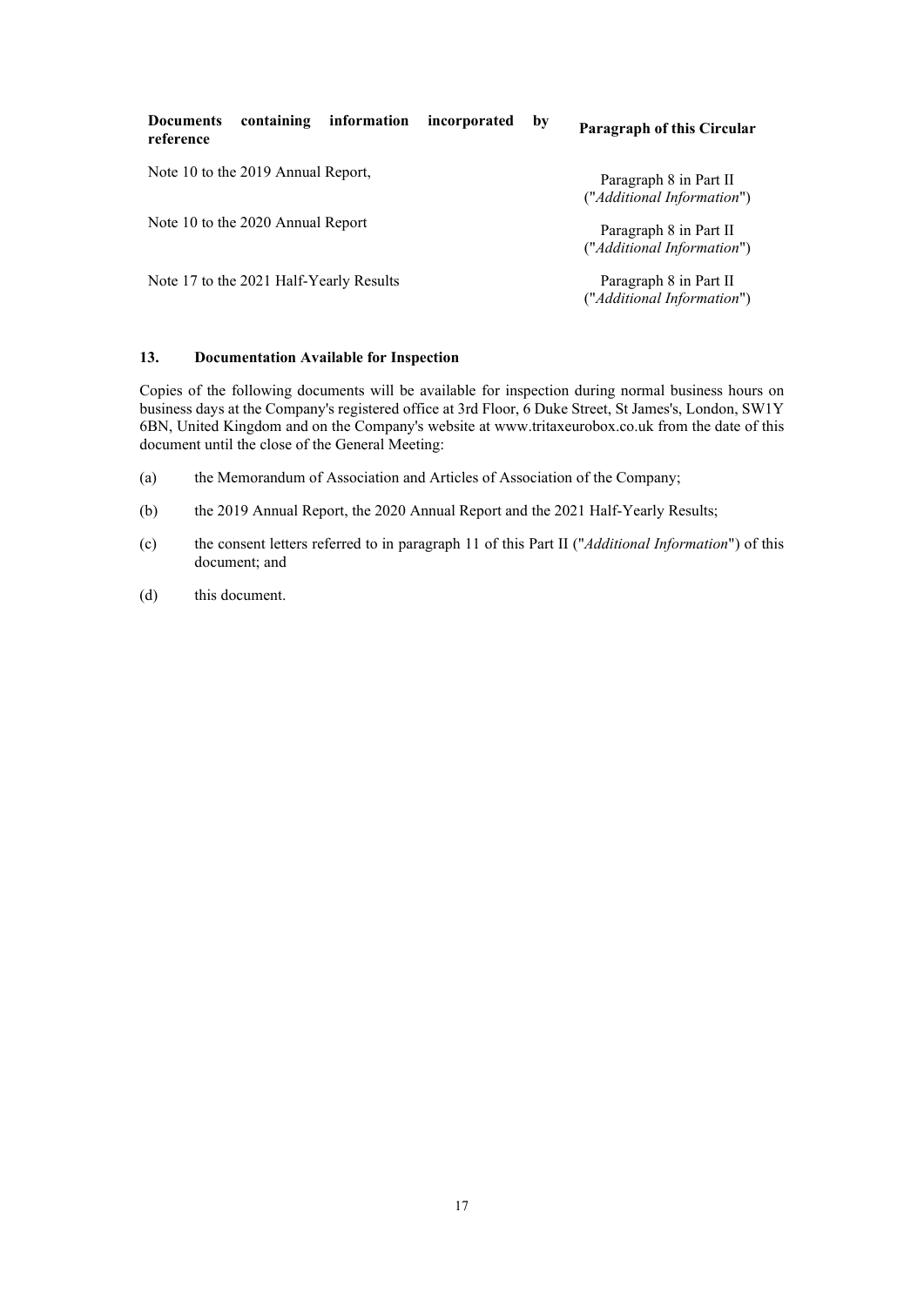| **Documents containing information incorporated by reference** | **Paragraph of this Circular** |
| --- | --- |
| Note 10 to the 2019 Annual Report, | Paragraph 8 in Part II ("*Additional Information*") |
| Note 10 to the 2020 Annual Report | Paragraph 8 in Part II ("*Additional Information*") |
| Note 17 to the 2021 Half-Yearly Results | Paragraph 8 in Part II ("*Additional Information*") |

## 13. Documentation Available for Inspection

Copies of the following documents will be available for inspection during normal business hours on business days at the Company's registered office at 3rd Floor, 6 Duke Street, St James's, London, SW1Y 6BN, United Kingdom and on the Company's website at www.tritaxeurobox.co.uk from the date of this document until the close of the General Meeting:

(a) the Memorandum of Association and Articles of Association of the Company;

(b) the 2019 Annual Report, the 2020 Annual Report and the 2021 Half-Yearly Results;

(c) the consent letters referred to in paragraph 11 of this Part II ("*Additional Information*") of this document; and

(d) this document.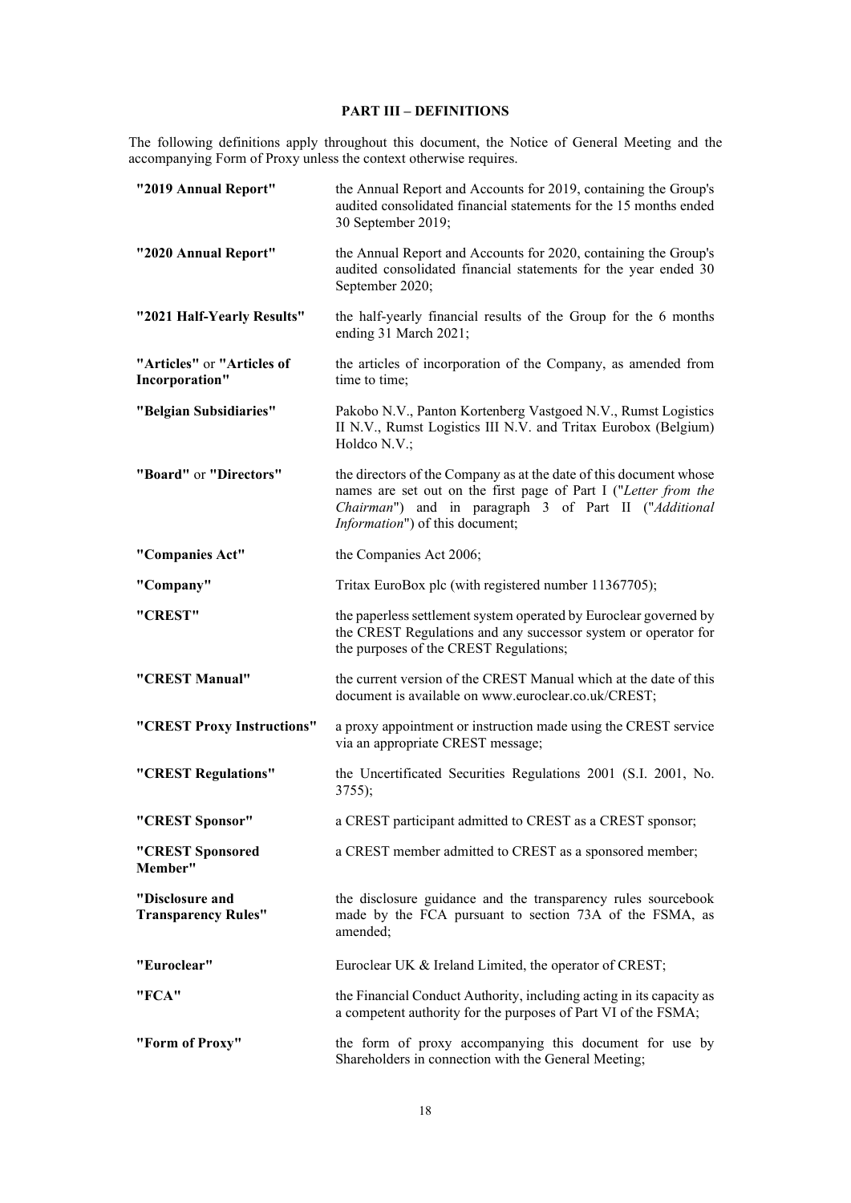## PART III – DEFINITIONS

The following definitions apply throughout this document, the Notice of General Meeting and the accompanying Form of Proxy unless the context otherwise requires.

| | |
|---|---|
| **"2019 Annual Report"** | the Annual Report and Accounts for 2019, containing the Group's audited consolidated financial statements for the 15 months ended 30 September 2019; |
| **"2020 Annual Report"** | the Annual Report and Accounts for 2020, containing the Group's audited consolidated financial statements for the year ended 30 September 2020; |
| **"2021 Half-Yearly Results"** | the half-yearly financial results of the Group for the 6 months ending 31 March 2021; |
| **"Articles"** or **"Articles of Incorporation"** | the articles of incorporation of the Company, as amended from time to time; |
| **"Belgian Subsidiaries"** | Pakobo N.V., Panton Kortenberg Vastgoed N.V., Rumst Logistics II N.V., Rumst Logistics III N.V. and Tritax Eurobox (Belgium) Holdco N.V.; |
| **"Board"** or **"Directors"** | the directors of the Company as at the date of this document whose names are set out on the first page of Part I ("*Letter from the Chairman*") and in paragraph 3 of Part II ("*Additional Information*") of this document; |
| **"Companies Act"** | the Companies Act 2006; |
| **"Company"** | Tritax EuroBox plc (with registered number 11367705); |
| **"CREST"** | the paperless settlement system operated by Euroclear governed by the CREST Regulations and any successor system or operator for the purposes of the CREST Regulations; |
| **"CREST Manual"** | the current version of the CREST Manual which at the date of this document is available on www.euroclear.co.uk/CREST; |
| **"CREST Proxy Instructions"** | a proxy appointment or instruction made using the CREST service via an appropriate CREST message; |
| **"CREST Regulations"** | the Uncertificated Securities Regulations 2001 (S.I. 2001, No. 3755); |
| **"CREST Sponsor"** | a CREST participant admitted to CREST as a CREST sponsor; |
| **"CREST Sponsored Member"** | a CREST member admitted to CREST as a sponsored member; |
| **"Disclosure and Transparency Rules"** | the disclosure guidance and the transparency rules sourcebook made by the FCA pursuant to section 73A of the FSMA, as amended; |
| **"Euroclear"** | Euroclear UK & Ireland Limited, the operator of CREST; |
| **"FCA"** | the Financial Conduct Authority, including acting in its capacity as a competent authority for the purposes of Part VI of the FSMA; |
| **"Form of Proxy"** | the form of proxy accompanying this document for use by Shareholders in connection with the General Meeting; |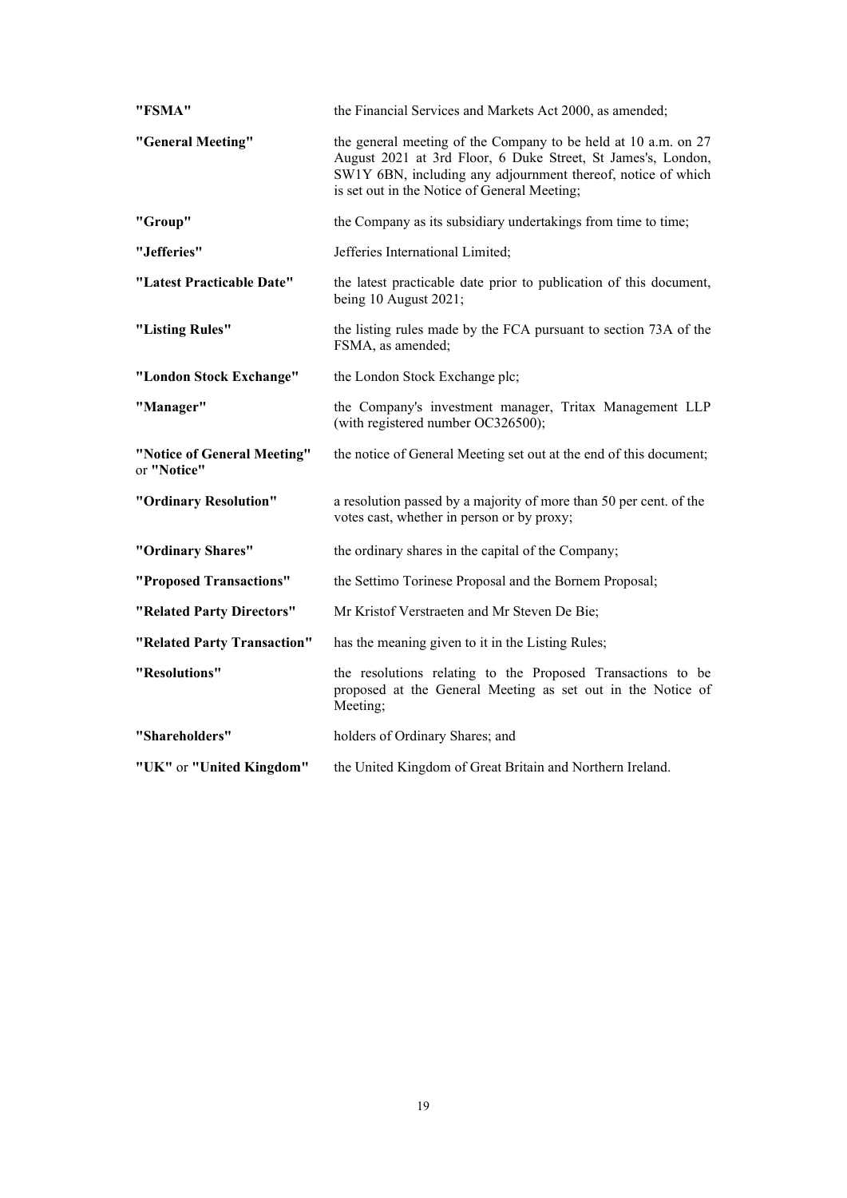| | |
|---|---|
| **"FSMA"** | the Financial Services and Markets Act 2000, as amended; |
| **"General Meeting"** | the general meeting of the Company to be held at 10 a.m. on 27 August 2021 at 3rd Floor, 6 Duke Street, St James's, London, SW1Y 6BN, including any adjournment thereof, notice of which is set out in the Notice of General Meeting; |
| **"Group"** | the Company as its subsidiary undertakings from time to time; |
| **"Jefferies"** | Jefferies International Limited; |
| **"Latest Practicable Date"** | the latest practicable date prior to publication of this document, being 10 August 2021; |
| **"Listing Rules"** | the listing rules made by the FCA pursuant to section 73A of the FSMA, as amended; |
| **"London Stock Exchange"** | the London Stock Exchange plc; |
| **"Manager"** | the Company's investment manager, Tritax Management LLP (with registered number OC326500); |
| **"Notice of General Meeting"** or **"Notice"** | the notice of General Meeting set out at the end of this document; |
| **"Ordinary Resolution"** | a resolution passed by a majority of more than 50 per cent. of the votes cast, whether in person or by proxy; |
| **"Ordinary Shares"** | the ordinary shares in the capital of the Company; |
| **"Proposed Transactions"** | the Settimo Torinese Proposal and the Bornem Proposal; |
| **"Related Party Directors"** | Mr Kristof Verstraeten and Mr Steven De Bie; |
| **"Related Party Transaction"** | has the meaning given to it in the Listing Rules; |
| **"Resolutions"** | the resolutions relating to the Proposed Transactions to be proposed at the General Meeting as set out in the Notice of Meeting; |
| **"Shareholders"** | holders of Ordinary Shares; and |
| **"UK"** or **"United Kingdom"** | the United Kingdom of Great Britain and Northern Ireland. |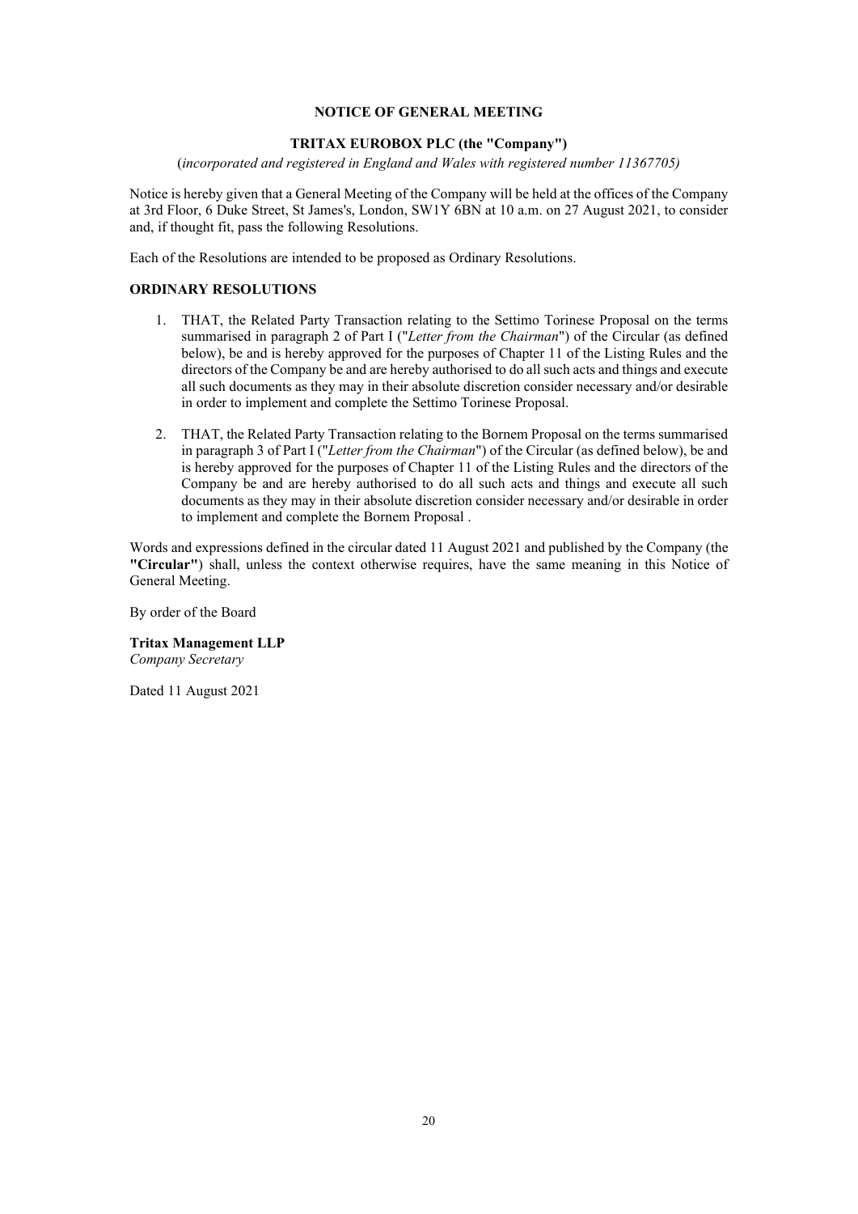**NOTICE OF GENERAL MEETING**

**TRITAX EUROBOX PLC (the "Company")**

(*incorporated and registered in England and Wales with registered number 11367705)*

Notice is hereby given that a General Meeting of the Company will be held at the offices of the Company at 3rd Floor, 6 Duke Street, St James's, London, SW1Y 6BN at 10 a.m. on 27 August 2021, to consider and, if thought fit, pass the following Resolutions.

Each of the Resolutions are intended to be proposed as Ordinary Resolutions.

**ORDINARY RESOLUTIONS**

1. THAT, the Related Party Transaction relating to the Settimo Torinese Proposal on the terms summarised in paragraph 2 of Part I ("*Letter from the Chairman*") of the Circular (as defined below), be and is hereby approved for the purposes of Chapter 11 of the Listing Rules and the directors of the Company be and are hereby authorised to do all such acts and things and execute all such documents as they may in their absolute discretion consider necessary and/or desirable in order to implement and complete the Settimo Torinese Proposal.

2. THAT, the Related Party Transaction relating to the Bornem Proposal on the terms summarised in paragraph 3 of Part I ("*Letter from the Chairman*") of the Circular (as defined below), be and is hereby approved for the purposes of Chapter 11 of the Listing Rules and the directors of the Company be and are hereby authorised to do all such acts and things and execute all such documents as they may in their absolute discretion consider necessary and/or desirable in order to implement and complete the Bornem Proposal .

Words and expressions defined in the circular dated 11 August 2021 and published by the Company (the **"Circular"**) shall, unless the context otherwise requires, have the same meaning in this Notice of General Meeting.

By order of the Board

**Tritax Management LLP**
*Company Secretary*

Dated 11 August 2021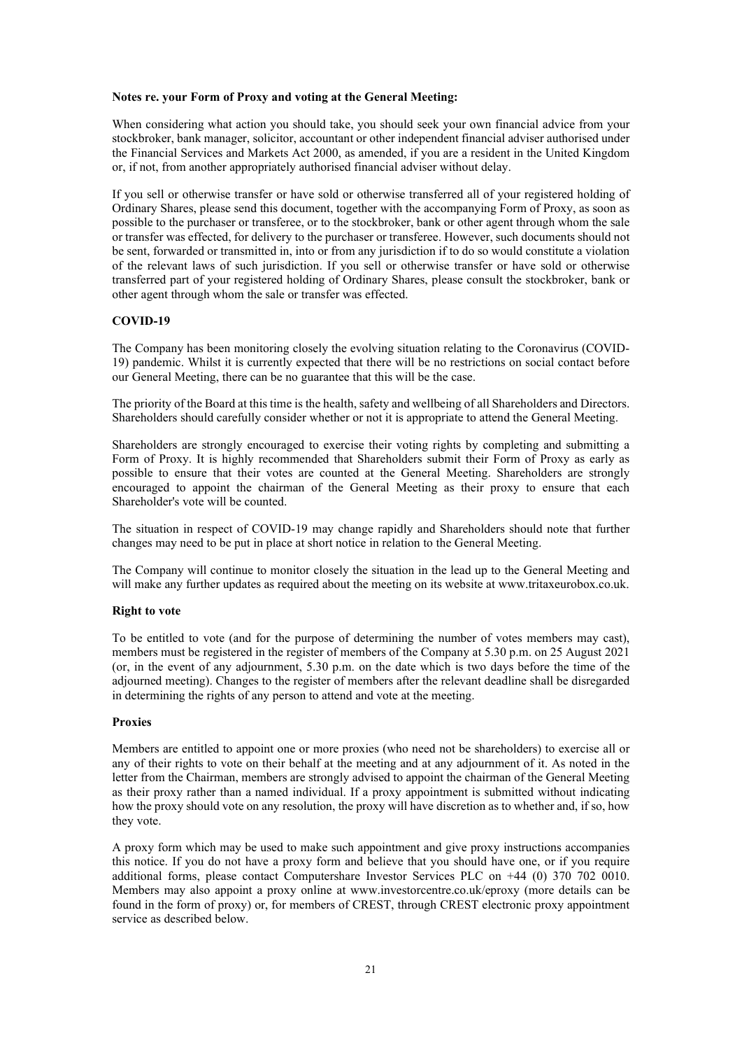**Notes re. your Form of Proxy and voting at the General Meeting:**

When considering what action you should take, you should seek your own financial advice from your stockbroker, bank manager, solicitor, accountant or other independent financial adviser authorised under the Financial Services and Markets Act 2000, as amended, if you are a resident in the United Kingdom or, if not, from another appropriately authorised financial adviser without delay.

If you sell or otherwise transfer or have sold or otherwise transferred all of your registered holding of Ordinary Shares, please send this document, together with the accompanying Form of Proxy, as soon as possible to the purchaser or transferee, or to the stockbroker, bank or other agent through whom the sale or transfer was effected, for delivery to the purchaser or transferee. However, such documents should not be sent, forwarded or transmitted in, into or from any jurisdiction if to do so would constitute a violation of the relevant laws of such jurisdiction. If you sell or otherwise transfer or have sold or otherwise transferred part of your registered holding of Ordinary Shares, please consult the stockbroker, bank or other agent through whom the sale or transfer was effected.

**COVID-19**

The Company has been monitoring closely the evolving situation relating to the Coronavirus (COVID-19) pandemic. Whilst it is currently expected that there will be no restrictions on social contact before our General Meeting, there can be no guarantee that this will be the case.

The priority of the Board at this time is the health, safety and wellbeing of all Shareholders and Directors. Shareholders should carefully consider whether or not it is appropriate to attend the General Meeting.

Shareholders are strongly encouraged to exercise their voting rights by completing and submitting a Form of Proxy. It is highly recommended that Shareholders submit their Form of Proxy as early as possible to ensure that their votes are counted at the General Meeting. Shareholders are strongly encouraged to appoint the chairman of the General Meeting as their proxy to ensure that each Shareholder's vote will be counted.

The situation in respect of COVID-19 may change rapidly and Shareholders should note that further changes may need to be put in place at short notice in relation to the General Meeting.

The Company will continue to monitor closely the situation in the lead up to the General Meeting and will make any further updates as required about the meeting on its website at www.tritaxeurobox.co.uk.

**Right to vote**

To be entitled to vote (and for the purpose of determining the number of votes members may cast), members must be registered in the register of members of the Company at 5.30 p.m. on 25 August 2021 (or, in the event of any adjournment, 5.30 p.m. on the date which is two days before the time of the adjourned meeting). Changes to the register of members after the relevant deadline shall be disregarded in determining the rights of any person to attend and vote at the meeting.

**Proxies**

Members are entitled to appoint one or more proxies (who need not be shareholders) to exercise all or any of their rights to vote on their behalf at the meeting and at any adjournment of it. As noted in the letter from the Chairman, members are strongly advised to appoint the chairman of the General Meeting as their proxy rather than a named individual. If a proxy appointment is submitted without indicating how the proxy should vote on any resolution, the proxy will have discretion as to whether and, if so, how they vote.

A proxy form which may be used to make such appointment and give proxy instructions accompanies this notice. If you do not have a proxy form and believe that you should have one, or if you require additional forms, please contact Computershare Investor Services PLC on +44 (0) 370 702 0010. Members may also appoint a proxy online at www.investorcentre.co.uk/eproxy (more details can be found in the form of proxy) or, for members of CREST, through CREST electronic proxy appointment service as described below.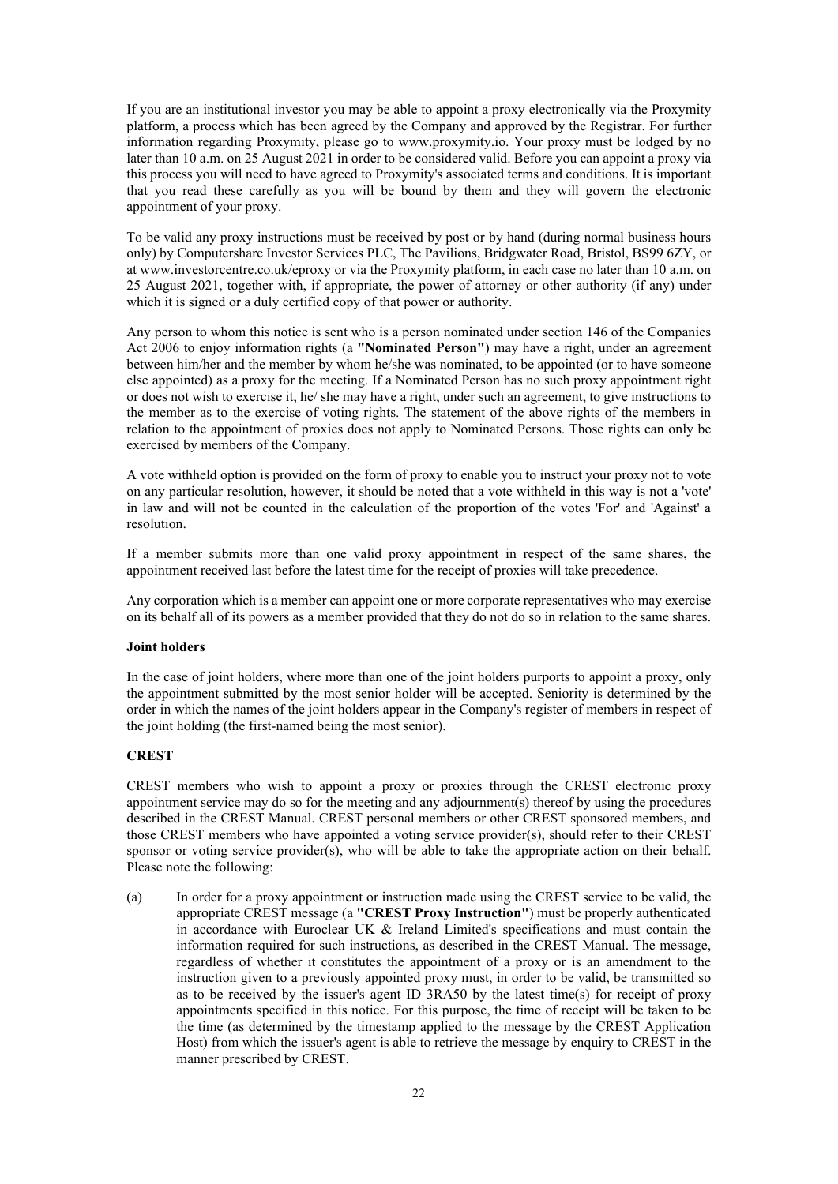If you are an institutional investor you may be able to appoint a proxy electronically via the Proxymity platform, a process which has been agreed by the Company and approved by the Registrar. For further information regarding Proxymity, please go to www.proxymity.io. Your proxy must be lodged by no later than 10 a.m. on 25 August 2021 in order to be considered valid. Before you can appoint a proxy via this process you will need to have agreed to Proxymity's associated terms and conditions. It is important that you read these carefully as you will be bound by them and they will govern the electronic appointment of your proxy.

To be valid any proxy instructions must be received by post or by hand (during normal business hours only) by Computershare Investor Services PLC, The Pavilions, Bridgwater Road, Bristol, BS99 6ZY, or at www.investorcentre.co.uk/eproxy or via the Proxymity platform, in each case no later than 10 a.m. on 25 August 2021, together with, if appropriate, the power of attorney or other authority (if any) under which it is signed or a duly certified copy of that power or authority.

Any person to whom this notice is sent who is a person nominated under section 146 of the Companies Act 2006 to enjoy information rights (a **"Nominated Person"**) may have a right, under an agreement between him/her and the member by whom he/she was nominated, to be appointed (or to have someone else appointed) as a proxy for the meeting. If a Nominated Person has no such proxy appointment right or does not wish to exercise it, he/ she may have a right, under such an agreement, to give instructions to the member as to the exercise of voting rights. The statement of the above rights of the members in relation to the appointment of proxies does not apply to Nominated Persons. Those rights can only be exercised by members of the Company.

A vote withheld option is provided on the form of proxy to enable you to instruct your proxy not to vote on any particular resolution, however, it should be noted that a vote withheld in this way is not a 'vote' in law and will not be counted in the calculation of the proportion of the votes 'For' and 'Against' a resolution.

If a member submits more than one valid proxy appointment in respect of the same shares, the appointment received last before the latest time for the receipt of proxies will take precedence.

Any corporation which is a member can appoint one or more corporate representatives who may exercise on its behalf all of its powers as a member provided that they do not do so in relation to the same shares.

**Joint holders**

In the case of joint holders, where more than one of the joint holders purports to appoint a proxy, only the appointment submitted by the most senior holder will be accepted. Seniority is determined by the order in which the names of the joint holders appear in the Company's register of members in respect of the joint holding (the first-named being the most senior).

**CREST**

CREST members who wish to appoint a proxy or proxies through the CREST electronic proxy appointment service may do so for the meeting and any adjournment(s) thereof by using the procedures described in the CREST Manual. CREST personal members or other CREST sponsored members, and those CREST members who have appointed a voting service provider(s), should refer to their CREST sponsor or voting service provider(s), who will be able to take the appropriate action on their behalf. Please note the following:

(a) In order for a proxy appointment or instruction made using the CREST service to be valid, the appropriate CREST message (a **"CREST Proxy Instruction"**) must be properly authenticated in accordance with Euroclear UK & Ireland Limited's specifications and must contain the information required for such instructions, as described in the CREST Manual. The message, regardless of whether it constitutes the appointment of a proxy or is an amendment to the instruction given to a previously appointed proxy must, in order to be valid, be transmitted so as to be received by the issuer's agent ID 3RA50 by the latest time(s) for receipt of proxy appointments specified in this notice. For this purpose, the time of receipt will be taken to be the time (as determined by the timestamp applied to the message by the CREST Application Host) from which the issuer's agent is able to retrieve the message by enquiry to CREST in the manner prescribed by CREST.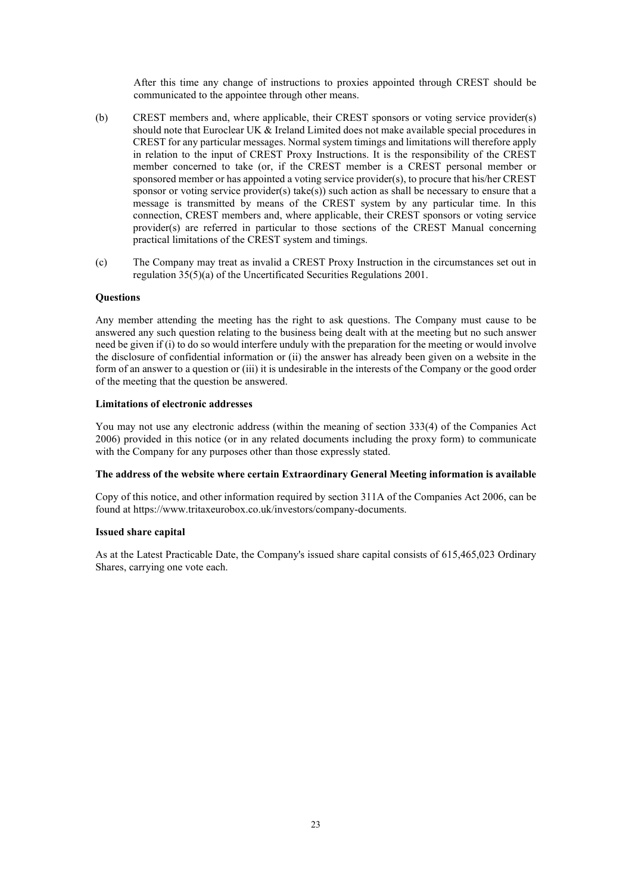After this time any change of instructions to proxies appointed through CREST should be communicated to the appointee through other means.

(b) CREST members and, where applicable, their CREST sponsors or voting service provider(s) should note that Euroclear UK & Ireland Limited does not make available special procedures in CREST for any particular messages. Normal system timings and limitations will therefore apply in relation to the input of CREST Proxy Instructions. It is the responsibility of the CREST member concerned to take (or, if the CREST member is a CREST personal member or sponsored member or has appointed a voting service provider(s), to procure that his/her CREST sponsor or voting service provider(s) take(s)) such action as shall be necessary to ensure that a message is transmitted by means of the CREST system by any particular time. In this connection, CREST members and, where applicable, their CREST sponsors or voting service provider(s) are referred in particular to those sections of the CREST Manual concerning practical limitations of the CREST system and timings.

(c) The Company may treat as invalid a CREST Proxy Instruction in the circumstances set out in regulation 35(5)(a) of the Uncertificated Securities Regulations 2001.

**Questions**

Any member attending the meeting has the right to ask questions. The Company must cause to be answered any such question relating to the business being dealt with at the meeting but no such answer need be given if (i) to do so would interfere unduly with the preparation for the meeting or would involve the disclosure of confidential information or (ii) the answer has already been given on a website in the form of an answer to a question or (iii) it is undesirable in the interests of the Company or the good order of the meeting that the question be answered.

**Limitations of electronic addresses**

You may not use any electronic address (within the meaning of section 333(4) of the Companies Act 2006) provided in this notice (or in any related documents including the proxy form) to communicate with the Company for any purposes other than those expressly stated.

**The address of the website where certain Extraordinary General Meeting information is available**

Copy of this notice, and other information required by section 311A of the Companies Act 2006, can be found at https://www.tritaxeurobox.co.uk/investors/company-documents.

**Issued share capital**

As at the Latest Practicable Date, the Company's issued share capital consists of 615,465,023 Ordinary Shares, carrying one vote each.